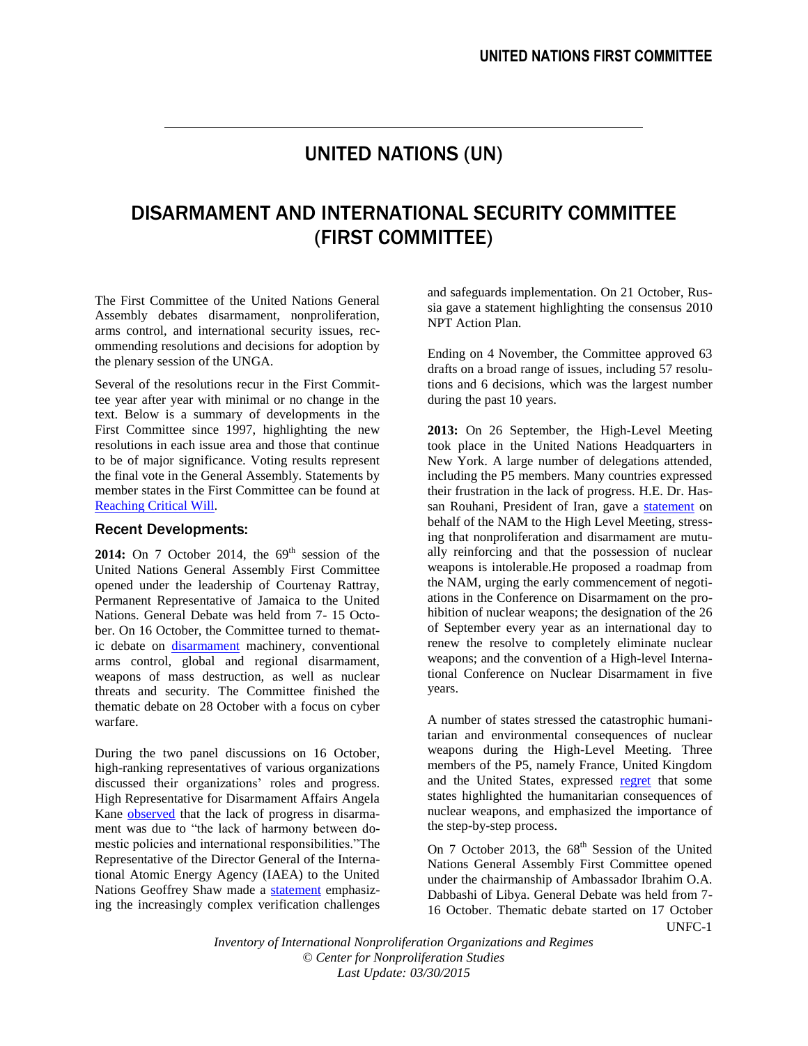# UNITED NATIONS (UN)

# DISARMAMENT AND INTERNATIONAL SECURITY COMMITTEE (FIRST COMMITTEE)

The First Committee of the United Nations General Assembly debates disarmament, nonproliferation, arms control, and international security issues, recommending resolutions and decisions for adoption by the plenary session of the UNGA.

Several of the resolutions recur in the First Committee year after year with minimal or no change in the text. Below is a summary of developments in the First Committee since 1997, highlighting the new resolutions in each issue area and those that continue to be of major significance. Voting results represent the final vote in the General Assembly. Statements by member states in the First Committee can be found at Reaching Critical Will.

## Recent Developments:

**2014:** On 7 October 2014, the 69th session of the United Nations General Assembly First Committee opened under the leadership of Courtenay Rattray, Permanent Representative of Jamaica to the United Nations. General Debate was held from 7- 15 October. On 16 October, the Committee turned to thematic debate on disarmament machinery, conventional arms control, global and regional disarmament, weapons of mass destruction, as well as nuclear threats and security. The Committee finished the thematic debate on 28 October with a focus on cyber warfare.

During the two panel discussions on 16 October, high-ranking representatives of various organizations discussed their organizations' roles and progress. High Representative for Disarmament Affairs Angela Kane observed that the lack of progress in disarmament was due to "the lack of harmony between domestic policies and international responsibilities."The Representative of the Director General of the International Atomic Energy Agency (IAEA) to the United Nations Geoffrey Shaw made a statement emphasizing the increasingly complex verification challenges and safeguards implementation. On 21 October, Russia gave a statement highlighting the consensus 2010 NPT Action Plan.

Ending on 4 November, the Committee approved 63 drafts on a broad range of issues, including 57 resolutions and 6 decisions, which was the largest number during the past 10 years.

**2013:** On 26 September, the High-Level Meeting took place in the United Nations Headquarters in New York. A large number of delegations attended, including the P5 members. Many countries expressed their frustration in the lack of progress. H.E. Dr. Hassan Rouhani, President of Iran, gave a statement on behalf of the NAM to the High Level Meeting, stressing that nonproliferation and disarmament are mutually reinforcing and that the possession of nuclear weapons is intolerable.He proposed a roadmap from the NAM, urging the early commencement of negotiations in the Conference on Disarmament on the prohibition of nuclear weapons; the designation of the 26 of September every year as an international day to renew the resolve to completely eliminate nuclear weapons; and the convention of a High-level International Conference on Nuclear Disarmament in five years.

A number of states stressed the catastrophic humanitarian and environmental consequences of nuclear weapons during the High-Level Meeting. Three members of the P5, namely France, United Kingdom and the United States, expressed regret that some states highlighted the humanitarian consequences of nuclear weapons, and emphasized the importance of the step-by-step process.

On 7 October 2013, the 68th Session of the United Nations General Assembly First Committee opened under the chairmanship of Ambassador Ibrahim O.A. Dabbashi of Libya. General Debate was held from 7- 16 October. Thematic debate started on 17 October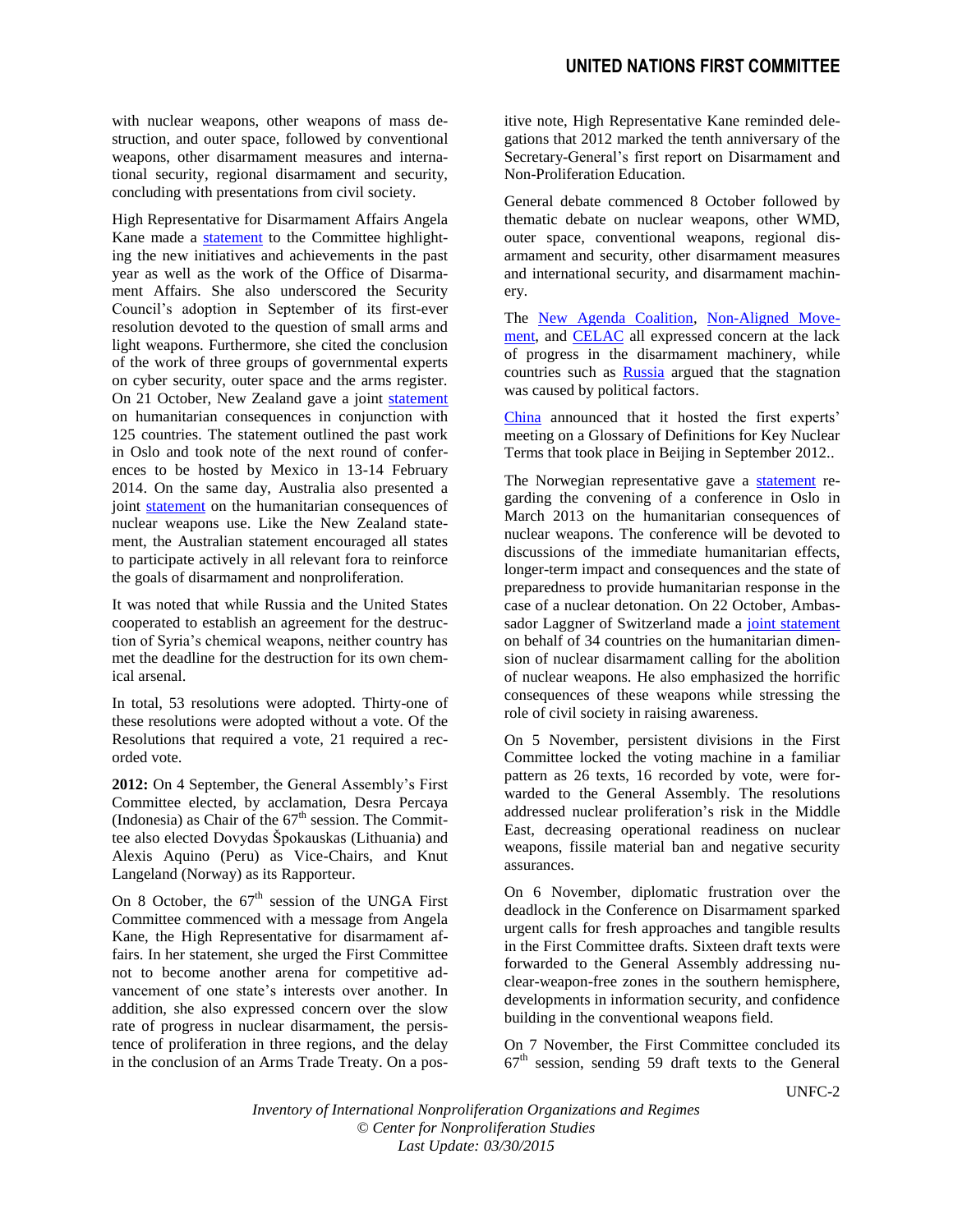with nuclear weapons, other weapons of mass destruction, and outer space, followed by conventional weapons, other disarmament measures and international security, regional disarmament and security, concluding with presentations from civil society.

High Representative for Disarmament Affairs Angela Kane made a statement to the Committee highlighting the new initiatives and achievements in the past year as well as the work of the Office of Disarmament Affairs. She also underscored the Security Council's adoption in September of its first-ever resolution devoted to the question of small arms and light weapons. Furthermore, she cited the conclusion of the work of three groups of governmental experts on cyber security, outer space and the arms register. On 21 October, New Zealand gave a joint statement on humanitarian consequences in conjunction with 125 countries. The statement outlined the past work in Oslo and took note of the next round of conferences to be hosted by Mexico in 13-14 February 2014. On the same day, Australia also presented a joint statement on the humanitarian consequences of nuclear weapons use. Like the New Zealand statement, the Australian statement encouraged all states to participate actively in all relevant fora to reinforce the goals of disarmament and nonproliferation.

It was noted that while Russia and the United States cooperated to establish an agreement for the destruction of Syria's chemical weapons, neither country has met the deadline for the destruction for its own chemical arsenal.

In total, 53 resolutions were adopted. Thirty-one of these resolutions were adopted without a vote. Of the Resolutions that required a vote, 21 required a recorded vote.

**2012:** On 4 September, the General Assembly's First Committee elected, by acclamation, Desra Percaya (Indonesia) as Chair of the 67th session. The Committee also elected Dovydas Špokauskas (Lithuania) and Alexis Aquino (Peru) as Vice-Chairs, and Knut Langeland (Norway) as its Rapporteur.

On 8 October, the 67th session of the UNGA First Committee commenced with a message from Angela Kane, the High Representative for disarmament affairs. In her statement, she urged the First Committee not to become another arena for competitive advancement of one state's interests over another. In addition, she also expressed concern over the slow rate of progress in nuclear disarmament, the persistence of proliferation in three regions, and the delay in the conclusion of an Arms Trade Treaty. On a positive note, High Representative Kane reminded delegations that 2012 marked the tenth anniversary of the Secretary-General's first report on Disarmament and Non-Proliferation Education.

General debate commenced 8 October followed by thematic debate on nuclear weapons, other WMD, outer space, conventional weapons, regional disarmament and security, other disarmament measures and international security, and disarmament machinery.

The New Agenda Coalition, Non-Aligned Movement, and CELAC all expressed concern at the lack of progress in the disarmament machinery, while countries such as Russia argued that the stagnation was caused by political factors.

China announced that it hosted the first experts' meeting on a Glossary of Definitions for Key Nuclear Terms that took place in Beijing in September 2012..

The Norwegian representative gave a statement regarding the convening of a conference in Oslo in March 2013 on the humanitarian consequences of nuclear weapons. The conference will be devoted to discussions of the immediate humanitarian effects, longer-term impact and consequences and the state of preparedness to provide humanitarian response in the case of a nuclear detonation. On 22 October, Ambassador Laggner of Switzerland made a joint statement on behalf of 34 countries on the humanitarian dimension of nuclear disarmament calling for the abolition of nuclear weapons. He also emphasized the horrific consequences of these weapons while stressing the role of civil society in raising awareness.

On 5 November, persistent divisions in the First Committee locked the voting machine in a familiar pattern as 26 texts, 16 recorded by vote, were forwarded to the General Assembly. The resolutions addressed nuclear proliferation's risk in the Middle East, decreasing operational readiness on nuclear weapons, fissile material ban and negative security assurances.

On 6 November, diplomatic frustration over the deadlock in the Conference on Disarmament sparked urgent calls for fresh approaches and tangible results in the First Committee drafts. Sixteen draft texts were forwarded to the General Assembly addressing nuclear-weapon-free zones in the southern hemisphere, developments in information security, and confidence building in the conventional weapons field.

On 7 November, the First Committee concluded its 67th session, sending 59 draft texts to the General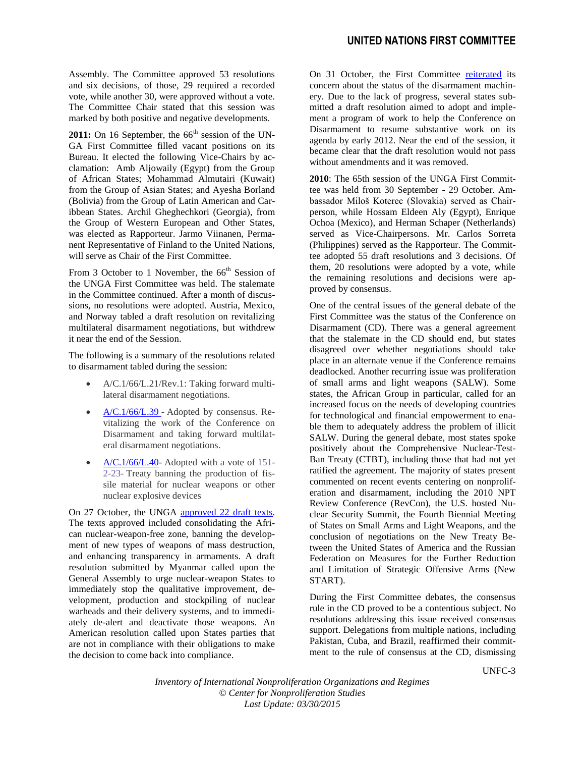Assembly. The Committee approved 53 resolutions and six decisions, of those, 29 required a recorded vote, while another 30, were approved without a vote. The Committee Chair stated that this session was marked by both positive and negative developments.

**2011:** On 16 September, the 66th session of the UNGA First Committee filled vacant positions on its Bureau. It elected the following Vice-Chairs by acclamation: Amb Aljowaily (Egypt) from the Group of African States; Mohammad Almutairi (Kuwait) from the Group of Asian States; and Ayesha Borland (Bolivia) from the Group of Latin American and Caribbean States. Archil Gheghechkori (Georgia), from the Group of Western European and Other States, was elected as Rapporteur. Jarmo Viinanen, Permanent Representative of Finland to the United Nations, will serve as Chair of the First Committee.

From 3 October to 1 November, the 66th Session of the UNGA First Committee was held. The stalemate in the Committee continued. After a month of discussions, no resolutions were adopted. Austria, Mexico, and Norway tabled a draft resolution on revitalizing multilateral disarmament negotiations, but withdrew it near the end of the Session.

The following is a summary of the resolutions related to disarmament tabled during the session:

- A/C.1/66/L.21/Rev.1: Taking forward multilateral disarmament negotiations.
- A/C.1/66/L.39 - Adopted by consensus. Revitalizing the work of the Conference on Disarmament and taking forward multilateral disarmament negotiations.
- A/C.1/66/L.40- Adopted with a vote of 151-2-23- Treaty banning the production of fissile material for nuclear weapons or other nuclear explosive devices

On 27 October, the UNGA approved 22 draft texts. The texts approved included consolidating the African nuclear-weapon-free zone, banning the development of new types of weapons of mass destruction, and enhancing transparency in armaments. A draft resolution submitted by Myanmar called upon the General Assembly to urge nuclear-weapon States to immediately stop the qualitative improvement, development, production and stockpiling of nuclear warheads and their delivery systems, and to immediately de-alert and deactivate those weapons. An American resolution called upon States parties that are not in compliance with their obligations to make the decision to come back into compliance.

On 31 October, the First Committee reiterated its concern about the status of the disarmament machinery. Due to the lack of progress, several states submitted a draft resolution aimed to adopt and implement a program of work to help the Conference on Disarmament to resume substantive work on its agenda by early 2012. Near the end of the session, it became clear that the draft resolution would not pass without amendments and it was removed.

**2010**: The 65th session of the UNGA First Committee was held from 30 September - 29 October. Ambassador Miloš Koterec (Slovakia) served as Chairperson, while Hossam Eldeen Aly (Egypt), Enrique Ochoa (Mexico), and Herman Schaper (Netherlands) served as Vice-Chairpersons. Mr. Carlos Sorreta (Philippines) served as the Rapporteur. The Committee adopted 55 draft resolutions and 3 decisions. Of them, 20 resolutions were adopted by a vote, while the remaining resolutions and decisions were approved by consensus.

One of the central issues of the general debate of the First Committee was the status of the Conference on Disarmament (CD). There was a general agreement that the stalemate in the CD should end, but states disagreed over whether negotiations should take place in an alternate venue if the Conference remains deadlocked. Another recurring issue was proliferation of small arms and light weapons (SALW). Some states, the African Group in particular, called for an increased focus on the needs of developing countries for technological and financial empowerment to enable them to adequately address the problem of illicit SALW. During the general debate, most states spoke positively about the Comprehensive Nuclear-Test-Ban Treaty (CTBT), including those that had not yet ratified the agreement. The majority of states present commented on recent events centering on nonproliferation and disarmament, including the 2010 NPT Review Conference (RevCon), the U.S. hosted Nuclear Security Summit, the Fourth Biennial Meeting of States on Small Arms and Light Weapons, and the conclusion of negotiations on the New Treaty Between the United States of America and the Russian Federation on Measures for the Further Reduction and Limitation of Strategic Offensive Arms (New START).

During the First Committee debates, the consensus rule in the CD proved to be a contentious subject. No resolutions addressing this issue received consensus support. Delegations from multiple nations, including Pakistan, Cuba, and Brazil, reaffirmed their commitment to the rule of consensus at the CD, dismissing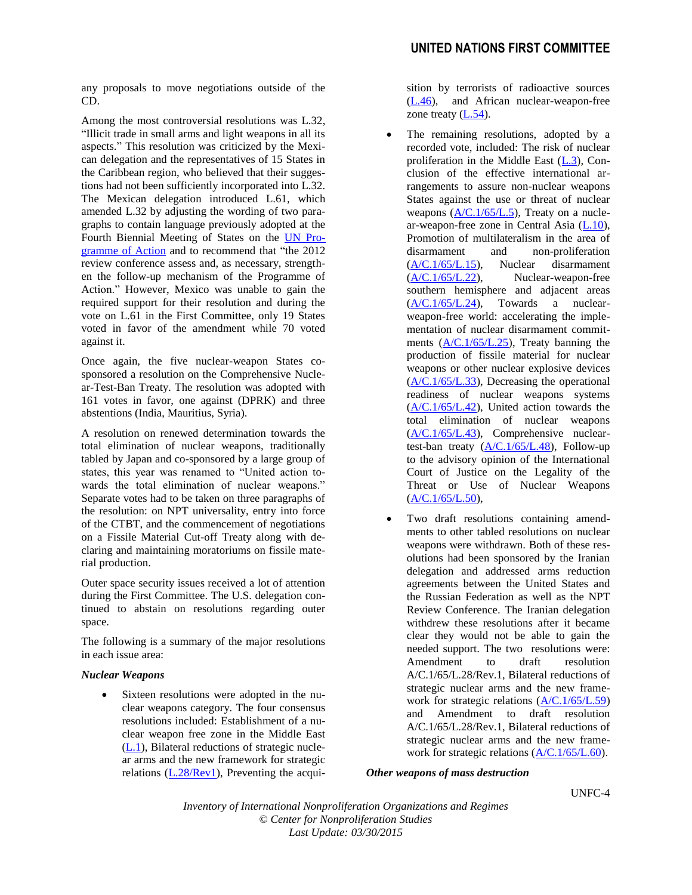any proposals to move negotiations outside of the CD.

Among the most controversial resolutions was L.32, "Illicit trade in small arms and light weapons in all its aspects." This resolution was criticized by the Mexican delegation and the representatives of 15 States in the Caribbean region, who believed that their suggestions had not been sufficiently incorporated into L.32. The Mexican delegation introduced L.61, which amended L.32 by adjusting the wording of two paragraphs to contain language previously adopted at the Fourth Biennial Meeting of States on the UN Programme of Action and to recommend that "the 2012 review conference assess and, as necessary, strengthen the follow-up mechanism of the Programme of Action." However, Mexico was unable to gain the required support for their resolution and during the vote on L.61 in the First Committee, only 19 States voted in favor of the amendment while 70 voted against it.

Once again, the five nuclear-weapon States co-sponsored a resolution on the Comprehensive Nuclear-Test-Ban Treaty. The resolution was adopted with 161 votes in favor, one against (DPRK) and three abstentions (India, Mauritius, Syria).

A resolution on renewed determination towards the total elimination of nuclear weapons, traditionally tabled by Japan and co-sponsored by a large group of states, this year was renamed to "United action towards the total elimination of nuclear weapons." Separate votes had to be taken on three paragraphs of the resolution: on NPT universality, entry into force of the CTBT, and the commencement of negotiations on a Fissile Material Cut-off Treaty along with declaring and maintaining moratoriums on fissile material production.

Outer space security issues received a lot of attention during the First Committee. The U.S. delegation continued to abstain on resolutions regarding outer space.

The following is a summary of the major resolutions in each issue area:

***Nuclear Weapons***

- Sixteen resolutions were adopted in the nuclear weapons category. The four consensus resolutions included: Establishment of a nuclear weapon free zone in the Middle East (L.1), Bilateral reductions of strategic nuclear arms and the new framework for strategic relations (L.28/Rev1), Preventing the acquisition by terrorists of radioactive sources (L.46), and African nuclear-weapon-free zone treaty (L.54).
- The remaining resolutions, adopted by a recorded vote, included: The risk of nuclear proliferation in the Middle East (L.3), Conclusion of the effective international arrangements to assure non-nuclear weapons States against the use or threat of nuclear weapons (A/C.1/65/L.5), Treaty on a nuclear-weapon-free zone in Central Asia (L.10), Promotion of multilateralism in the area of disarmament and non-proliferation (A/C.1/65/L.15), Nuclear disarmament (A/C.1/65/L.22), Nuclear-weapon-free southern hemisphere and adjacent areas (A/C.1/65/L.24), Towards a nuclear-weapon-free world: accelerating the implementation of nuclear disarmament commitments (A/C.1/65/L.25), Treaty banning the production of fissile material for nuclear weapons or other nuclear explosive devices (A/C.1/65/L.33), Decreasing the operational readiness of nuclear weapons systems (A/C.1/65/L.42), United action towards the total elimination of nuclear weapons (A/C.1/65/L.43), Comprehensive nuclear-test-ban treaty (A/C.1/65/L.48), Follow-up to the advisory opinion of the International Court of Justice on the Legality of the Threat or Use of Nuclear Weapons (A/C.1/65/L.50),
- Two draft resolutions containing amendments to other tabled resolutions on nuclear weapons were withdrawn. Both of these resolutions had been sponsored by the Iranian delegation and addressed arms reduction agreements between the United States and the Russian Federation as well as the NPT Review Conference. The Iranian delegation withdrew these resolutions after it became clear they would not be able to gain the needed support. The two resolutions were: Amendment to draft resolution A/C.1/65/L.28/Rev.1, Bilateral reductions of strategic nuclear arms and the new framework for strategic relations (A/C.1/65/L.59) and Amendment to draft resolution A/C.1/65/L.28/Rev.1, Bilateral reductions of strategic nuclear arms and the new framework for strategic relations (A/C.1/65/L.60).

***Other weapons of mass destruction***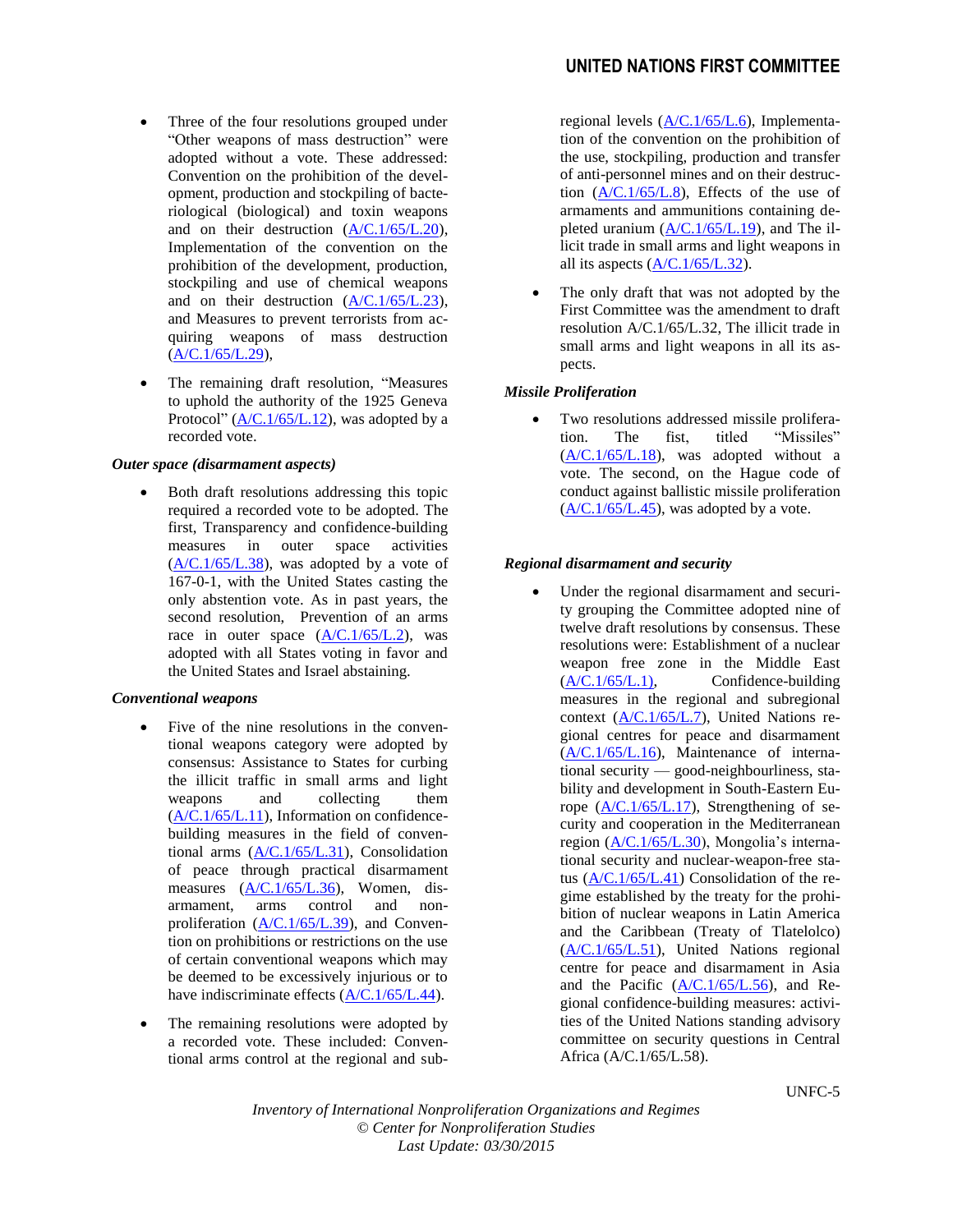- Three of the four resolutions grouped under "Other weapons of mass destruction" were adopted without a vote. These addressed: Convention on the prohibition of the development, production and stockpiling of bacteriological (biological) and toxin weapons and on their destruction (A/C.1/65/L.20), Implementation of the convention on the prohibition of the development, production, stockpiling and use of chemical weapons and on their destruction (A/C.1/65/L.23), and Measures to prevent terrorists from acquiring weapons of mass destruction (A/C.1/65/L.29),

- The remaining draft resolution, "Measures to uphold the authority of the 1925 Geneva Protocol" (A/C.1/65/L.12), was adopted by a recorded vote.

***Outer space (disarmament aspects)***

- Both draft resolutions addressing this topic required a recorded vote to be adopted. The first, Transparency and confidence-building measures in outer space activities (A/C.1/65/L.38), was adopted by a vote of 167-0-1, with the United States casting the only abstention vote. As in past years, the second resolution, Prevention of an arms race in outer space (A/C.1/65/L.2), was adopted with all States voting in favor and the United States and Israel abstaining.

***Conventional weapons***

- Five of the nine resolutions in the conventional weapons category were adopted by consensus: Assistance to States for curbing the illicit traffic in small arms and light weapons and collecting them (A/C.1/65/L.11), Information on confidence-building measures in the field of conventional arms (A/C.1/65/L.31), Consolidation of peace through practical disarmament measures (A/C.1/65/L.36), Women, disarmament, arms control and non-proliferation (A/C.1/65/L.39), and Convention on prohibitions or restrictions on the use of certain conventional weapons which may be deemed to be excessively injurious or to have indiscriminate effects (A/C.1/65/L.44).

- The remaining resolutions were adopted by a recorded vote. These included: Conventional arms control at the regional and sub-regional levels (A/C.1/65/L.6), Implementation of the convention on the prohibition of the use, stockpiling, production and transfer of anti-personnel mines and on their destruction (A/C.1/65/L.8), Effects of the use of armaments and ammunitions containing depleted uranium (A/C.1/65/L.19), and The illicit trade in small arms and light weapons in all its aspects (A/C.1/65/L.32).

- The only draft that was not adopted by the First Committee was the amendment to draft resolution A/C.1/65/L.32, The illicit trade in small arms and light weapons in all its aspects.

***Missile Proliferation***

- Two resolutions addressed missile proliferation. The fist, titled "Missiles" (A/C.1/65/L.18), was adopted without a vote. The second, on the Hague code of conduct against ballistic missile proliferation (A/C.1/65/L.45), was adopted by a vote.

***Regional disarmament and security***

- Under the regional disarmament and security grouping the Committee adopted nine of twelve draft resolutions by consensus. These resolutions were: Establishment of a nuclear weapon free zone in the Middle East (A/C.1/65/L.1), Confidence-building measures in the regional and subregional context (A/C.1/65/L.7), United Nations regional centres for peace and disarmament (A/C.1/65/L.16), Maintenance of international security — good-neighbourliness, stability and development in South-Eastern Europe (A/C.1/65/L.17), Strengthening of security and cooperation in the Mediterranean region (A/C.1/65/L.30), Mongolia's international security and nuclear-weapon-free status (A/C.1/65/L.41) Consolidation of the regime established by the treaty for the prohibition of nuclear weapons in Latin America and the Caribbean (Treaty of Tlatelolco) (A/C.1/65/L.51), United Nations regional centre for peace and disarmament in Asia and the Pacific (A/C.1/65/L.56), and Regional confidence-building measures: activities of the United Nations standing advisory committee on security questions in Central Africa (A/C.1/65/L.58).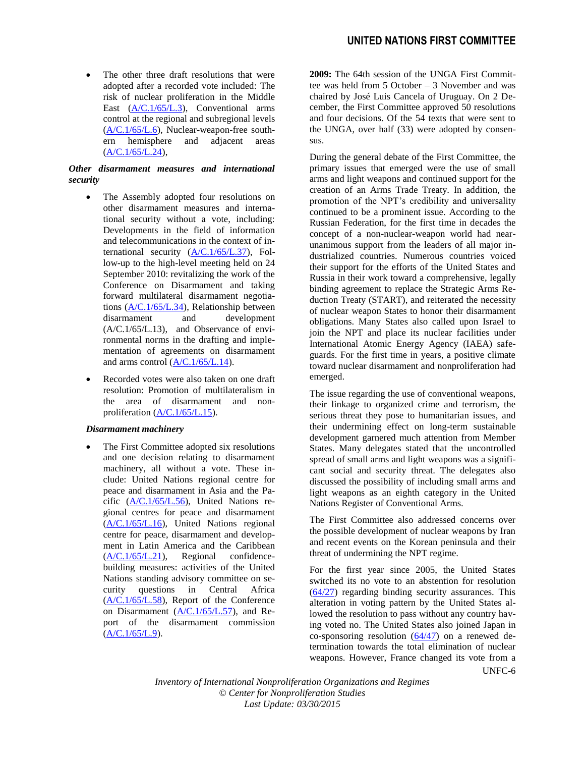- The other three draft resolutions that were adopted after a recorded vote included: The risk of nuclear proliferation in the Middle East (A/C.1/65/L.3), Conventional arms control at the regional and subregional levels (A/C.1/65/L.6), Nuclear-weapon-free southern hemisphere and adjacent areas (A/C.1/65/L.24),

***Other disarmament measures and international security***

- The Assembly adopted four resolutions on other disarmament measures and international security without a vote, including: Developments in the field of information and telecommunications in the context of international security (A/C.1/65/L.37), Follow-up to the high-level meeting held on 24 September 2010: revitalizing the work of the Conference on Disarmament and taking forward multilateral disarmament negotiations (A/C.1/65/L.34), Relationship between disarmament and development (A/C.1/65/L.13), and Observance of environmental norms in the drafting and implementation of agreements on disarmament and arms control (A/C.1/65/L.14).
- Recorded votes were also taken on one draft resolution: Promotion of multilateralism in the area of disarmament and non-proliferation (A/C.1/65/L.15).

***Disarmament machinery***

- The First Committee adopted six resolutions and one decision relating to disarmament machinery, all without a vote. These include: United Nations regional centre for peace and disarmament in Asia and the Pacific (A/C.1/65/L.56), United Nations regional centres for peace and disarmament (A/C.1/65/L.16), United Nations regional centre for peace, disarmament and development in Latin America and the Caribbean (A/C.1/65/L.21), Regional confidence-building measures: activities of the United Nations standing advisory committee on security questions in Central Africa (A/C.1/65/L.58), Report of the Conference on Disarmament (A/C.1/65/L.57), and Report of the disarmament commission (A/C.1/65/L.9).

**2009:** The 64th session of the UNGA First Committee was held from 5 October – 3 November and was chaired by José Luis Cancela of Uruguay. On 2 December, the First Committee approved 50 resolutions and four decisions. Of the 54 texts that were sent to the UNGA, over half (33) were adopted by consensus.

During the general debate of the First Committee, the primary issues that emerged were the use of small arms and light weapons and continued support for the creation of an Arms Trade Treaty. In addition, the promotion of the NPT's credibility and universality continued to be a prominent issue. According to the Russian Federation, for the first time in decades the concept of a non-nuclear-weapon world had near-unanimous support from the leaders of all major industrialized countries. Numerous countries voiced their support for the efforts of the United States and Russia in their work toward a comprehensive, legally binding agreement to replace the Strategic Arms Reduction Treaty (START), and reiterated the necessity of nuclear weapon States to honor their disarmament obligations. Many States also called upon Israel to join the NPT and place its nuclear facilities under International Atomic Energy Agency (IAEA) safeguards. For the first time in years, a positive climate toward nuclear disarmament and nonproliferation had emerged.

The issue regarding the use of conventional weapons, their linkage to organized crime and terrorism, the serious threat they pose to humanitarian issues, and their undermining effect on long-term sustainable development garnered much attention from Member States. Many delegates stated that the uncontrolled spread of small arms and light weapons was a significant social and security threat. The delegates also discussed the possibility of including small arms and light weapons as an eighth category in the United Nations Register of Conventional Arms.

The First Committee also addressed concerns over the possible development of nuclear weapons by Iran and recent events on the Korean peninsula and their threat of undermining the NPT regime.

For the first year since 2005, the United States switched its no vote to an abstention for resolution (64/27) regarding binding security assurances. This alteration in voting pattern by the United States allowed the resolution to pass without any country having voted no. The United States also joined Japan in co-sponsoring resolution (64/47) on a renewed determination towards the total elimination of nuclear weapons. However, France changed its vote from a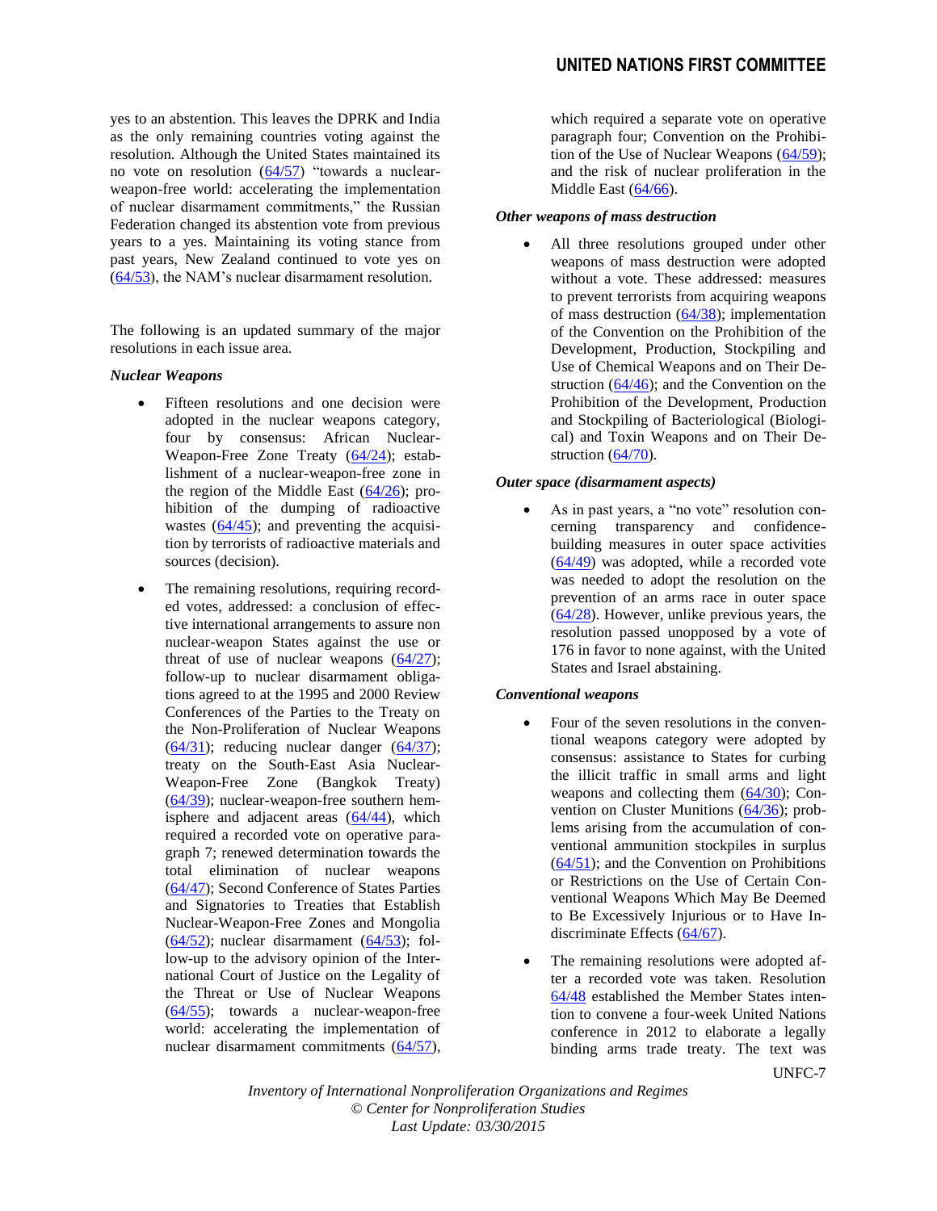yes to an abstention. This leaves the DPRK and India as the only remaining countries voting against the resolution. Although the United States maintained its no vote on resolution (64/57) "towards a nuclear-weapon-free world: accelerating the implementation of nuclear disarmament commitments," the Russian Federation changed its abstention vote from previous years to a yes. Maintaining its voting stance from past years, New Zealand continued to vote yes on (64/53), the NAM's nuclear disarmament resolution.

The following is an updated summary of the major resolutions in each issue area.

***Nuclear Weapons***

- Fifteen resolutions and one decision were adopted in the nuclear weapons category, four by consensus: African Nuclear-Weapon-Free Zone Treaty (64/24); establishment of a nuclear-weapon-free zone in the region of the Middle East (64/26); prohibition of the dumping of radioactive wastes (64/45); and preventing the acquisition by terrorists of radioactive materials and sources (decision).
- The remaining resolutions, requiring recorded votes, addressed: a conclusion of effective international arrangements to assure non nuclear-weapon States against the use or threat of use of nuclear weapons (64/27); follow-up to nuclear disarmament obligations agreed to at the 1995 and 2000 Review Conferences of the Parties to the Treaty on the Non-Proliferation of Nuclear Weapons (64/31); reducing nuclear danger (64/37); treaty on the South-East Asia Nuclear-Weapon-Free Zone (Bangkok Treaty) (64/39); nuclear-weapon-free southern hemisphere and adjacent areas (64/44), which required a recorded vote on operative paragraph 7; renewed determination towards the total elimination of nuclear weapons (64/47); Second Conference of States Parties and Signatories to Treaties that Establish Nuclear-Weapon-Free Zones and Mongolia (64/52); nuclear disarmament (64/53); follow-up to the advisory opinion of the International Court of Justice on the Legality of the Threat or Use of Nuclear Weapons (64/55); towards a nuclear-weapon-free world: accelerating the implementation of nuclear disarmament commitments (64/57), which required a separate vote on operative paragraph four; Convention on the Prohibition of the Use of Nuclear Weapons (64/59); and the risk of nuclear proliferation in the Middle East (64/66).

***Other weapons of mass destruction***

- All three resolutions grouped under other weapons of mass destruction were adopted without a vote. These addressed: measures to prevent terrorists from acquiring weapons of mass destruction (64/38); implementation of the Convention on the Prohibition of the Development, Production, Stockpiling and Use of Chemical Weapons and on Their Destruction (64/46); and the Convention on the Prohibition of the Development, Production and Stockpiling of Bacteriological (Biological) and Toxin Weapons and on Their Destruction (64/70).

***Outer space (disarmament aspects)***

- As in past years, a "no vote" resolution concerning transparency and confidence-building measures in outer space activities (64/49) was adopted, while a recorded vote was needed to adopt the resolution on the prevention of an arms race in outer space (64/28). However, unlike previous years, the resolution passed unopposed by a vote of 176 in favor to none against, with the United States and Israel abstaining.

***Conventional weapons***

- Four of the seven resolutions in the conventional weapons category were adopted by consensus: assistance to States for curbing the illicit traffic in small arms and light weapons and collecting them (64/30); Convention on Cluster Munitions (64/36); problems arising from the accumulation of conventional ammunition stockpiles in surplus (64/51); and the Convention on Prohibitions or Restrictions on the Use of Certain Conventional Weapons Which May Be Deemed to Be Excessively Injurious or to Have Indiscriminate Effects (64/67).
- The remaining resolutions were adopted after a recorded vote was taken. Resolution 64/48 established the Member States intention to convene a four-week United Nations conference in 2012 to elaborate a legally binding arms trade treaty. The text was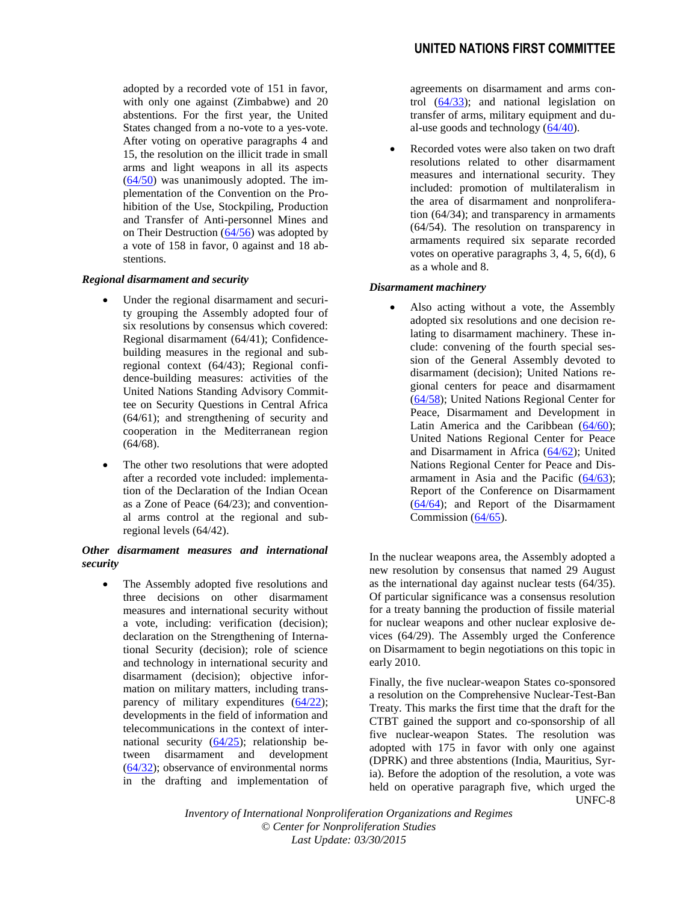adopted by a recorded vote of 151 in favor, with only one against (Zimbabwe) and 20 abstentions. For the first year, the United States changed from a no-vote to a yes-vote. After voting on operative paragraphs 4 and 15, the resolution on the illicit trade in small arms and light weapons in all its aspects (64/50) was unanimously adopted. The implementation of the Convention on the Prohibition of the Use, Stockpiling, Production and Transfer of Anti-personnel Mines and on Their Destruction (64/56) was adopted by a vote of 158 in favor, 0 against and 18 abstentions.

***Regional disarmament and security***

- Under the regional disarmament and security grouping the Assembly adopted four of six resolutions by consensus which covered: Regional disarmament (64/41); Confidence-building measures in the regional and subregional context (64/43); Regional confidence-building measures: activities of the United Nations Standing Advisory Committee on Security Questions in Central Africa (64/61); and strengthening of security and cooperation in the Mediterranean region (64/68).
- The other two resolutions that were adopted after a recorded vote included: implementation of the Declaration of the Indian Ocean as a Zone of Peace (64/23); and conventional arms control at the regional and subregional levels (64/42).

***Other disarmament measures and international security***

- The Assembly adopted five resolutions and three decisions on other disarmament measures and international security without a vote, including: verification (decision); declaration on the Strengthening of International Security (decision); role of science and technology in international security and disarmament (decision); objective information on military matters, including transparency of military expenditures (64/22); developments in the field of information and telecommunications in the context of international security (64/25); relationship between disarmament and development (64/32); observance of environmental norms in the drafting and implementation of agreements on disarmament and arms control (64/33); and national legislation on transfer of arms, military equipment and dual-use goods and technology (64/40).
- Recorded votes were also taken on two draft resolutions related to other disarmament measures and international security. They included: promotion of multilateralism in the area of disarmament and nonproliferation (64/34); and transparency in armaments (64/54). The resolution on transparency in armaments required six separate recorded votes on operative paragraphs 3, 4, 5, 6(d), 6 as a whole and 8.

***Disarmament machinery***

- Also acting without a vote, the Assembly adopted six resolutions and one decision relating to disarmament machinery. These include: convening of the fourth special session of the General Assembly devoted to disarmament (decision); United Nations regional centers for peace and disarmament (64/58); United Nations Regional Center for Peace, Disarmament and Development in Latin America and the Caribbean (64/60); United Nations Regional Center for Peace and Disarmament in Africa (64/62); United Nations Regional Center for Peace and Disarmament in Asia and the Pacific (64/63); Report of the Conference on Disarmament (64/64); and Report of the Disarmament Commission (64/65).

In the nuclear weapons area, the Assembly adopted a new resolution by consensus that named 29 August as the international day against nuclear tests (64/35). Of particular significance was a consensus resolution for a treaty banning the production of fissile material for nuclear weapons and other nuclear explosive devices (64/29). The Assembly urged the Conference on Disarmament to begin negotiations on this topic in early 2010.

Finally, the five nuclear-weapon States co-sponsored a resolution on the Comprehensive Nuclear-Test-Ban Treaty. This marks the first time that the draft for the CTBT gained the support and co-sponsorship of all five nuclear-weapon States. The resolution was adopted with 175 in favor with only one against (DPRK) and three abstentions (India, Mauritius, Syria). Before the adoption of the resolution, a vote was held on operative paragraph five, which urged the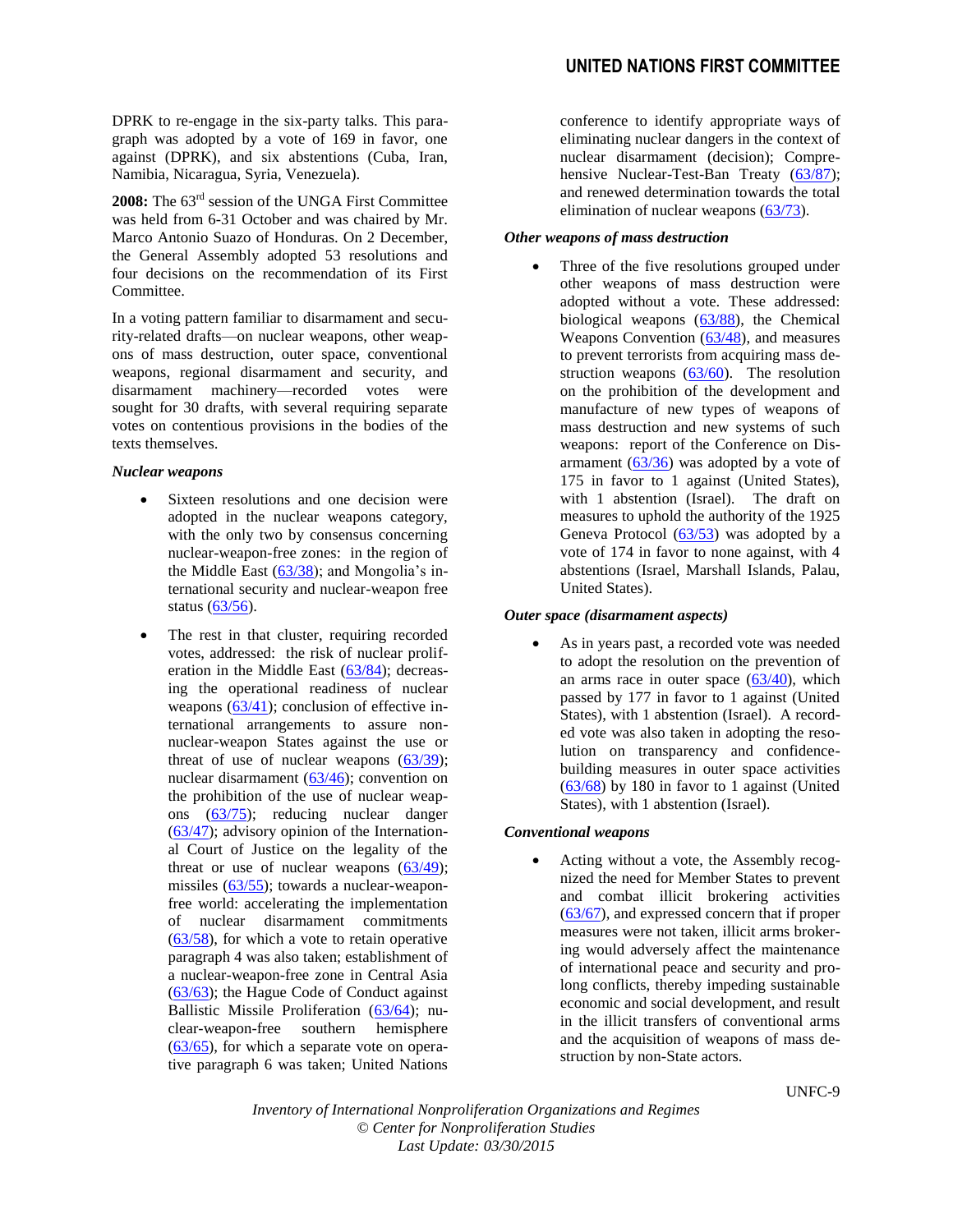DPRK to re-engage in the six-party talks. This paragraph was adopted by a vote of 169 in favor, one against (DPRK), and six abstentions (Cuba, Iran, Namibia, Nicaragua, Syria, Venezuela).

**2008:** The 63rd session of the UNGA First Committee was held from 6-31 October and was chaired by Mr. Marco Antonio Suazo of Honduras. On 2 December, the General Assembly adopted 53 resolutions and four decisions on the recommendation of its First Committee.

In a voting pattern familiar to disarmament and security-related drafts—on nuclear weapons, other weapons of mass destruction, outer space, conventional weapons, regional disarmament and security, and disarmament machinery—recorded votes were sought for 30 drafts, with several requiring separate votes on contentious provisions in the bodies of the texts themselves.

***Nuclear weapons***

- Sixteen resolutions and one decision were adopted in the nuclear weapons category, with the only two by consensus concerning nuclear-weapon-free zones: in the region of the Middle East (63/38); and Mongolia's international security and nuclear-weapon free status (63/56).

- The rest in that cluster, requiring recorded votes, addressed: the risk of nuclear proliferation in the Middle East (63/84); decreasing the operational readiness of nuclear weapons (63/41); conclusion of effective international arrangements to assure non-nuclear-weapon States against the use or threat of use of nuclear weapons (63/39); nuclear disarmament (63/46); convention on the prohibition of the use of nuclear weapons (63/75); reducing nuclear danger (63/47); advisory opinion of the International Court of Justice on the legality of the threat or use of nuclear weapons (63/49); missiles (63/55); towards a nuclear-weapon-free world: accelerating the implementation of nuclear disarmament commitments (63/58), for which a vote to retain operative paragraph 4 was also taken; establishment of a nuclear-weapon-free zone in Central Asia (63/63); the Hague Code of Conduct against Ballistic Missile Proliferation (63/64); nuclear-weapon-free southern hemisphere (63/65), for which a separate vote on operative paragraph 6 was taken; United Nations conference to identify appropriate ways of eliminating nuclear dangers in the context of nuclear disarmament (decision); Comprehensive Nuclear-Test-Ban Treaty (63/87); and renewed determination towards the total elimination of nuclear weapons (63/73).

***Other weapons of mass destruction***

- Three of the five resolutions grouped under other weapons of mass destruction were adopted without a vote. These addressed: biological weapons (63/88), the Chemical Weapons Convention (63/48), and measures to prevent terrorists from acquiring mass destruction weapons (63/60). The resolution on the prohibition of the development and manufacture of new types of weapons of mass destruction and new systems of such weapons: report of the Conference on Disarmament (63/36) was adopted by a vote of 175 in favor to 1 against (United States), with 1 abstention (Israel). The draft on measures to uphold the authority of the 1925 Geneva Protocol (63/53) was adopted by a vote of 174 in favor to none against, with 4 abstentions (Israel, Marshall Islands, Palau, United States).

***Outer space (disarmament aspects)***

- As in years past, a recorded vote was needed to adopt the resolution on the prevention of an arms race in outer space (63/40), which passed by 177 in favor to 1 against (United States), with 1 abstention (Israel). A recorded vote was also taken in adopting the resolution on transparency and confidence-building measures in outer space activities (63/68) by 180 in favor to 1 against (United States), with 1 abstention (Israel).

***Conventional weapons***

- Acting without a vote, the Assembly recognized the need for Member States to prevent and combat illicit brokering activities (63/67), and expressed concern that if proper measures were not taken, illicit arms brokering would adversely affect the maintenance of international peace and security and prolong conflicts, thereby impeding sustainable economic and social development, and result in the illicit transfers of conventional arms and the acquisition of weapons of mass destruction by non-State actors.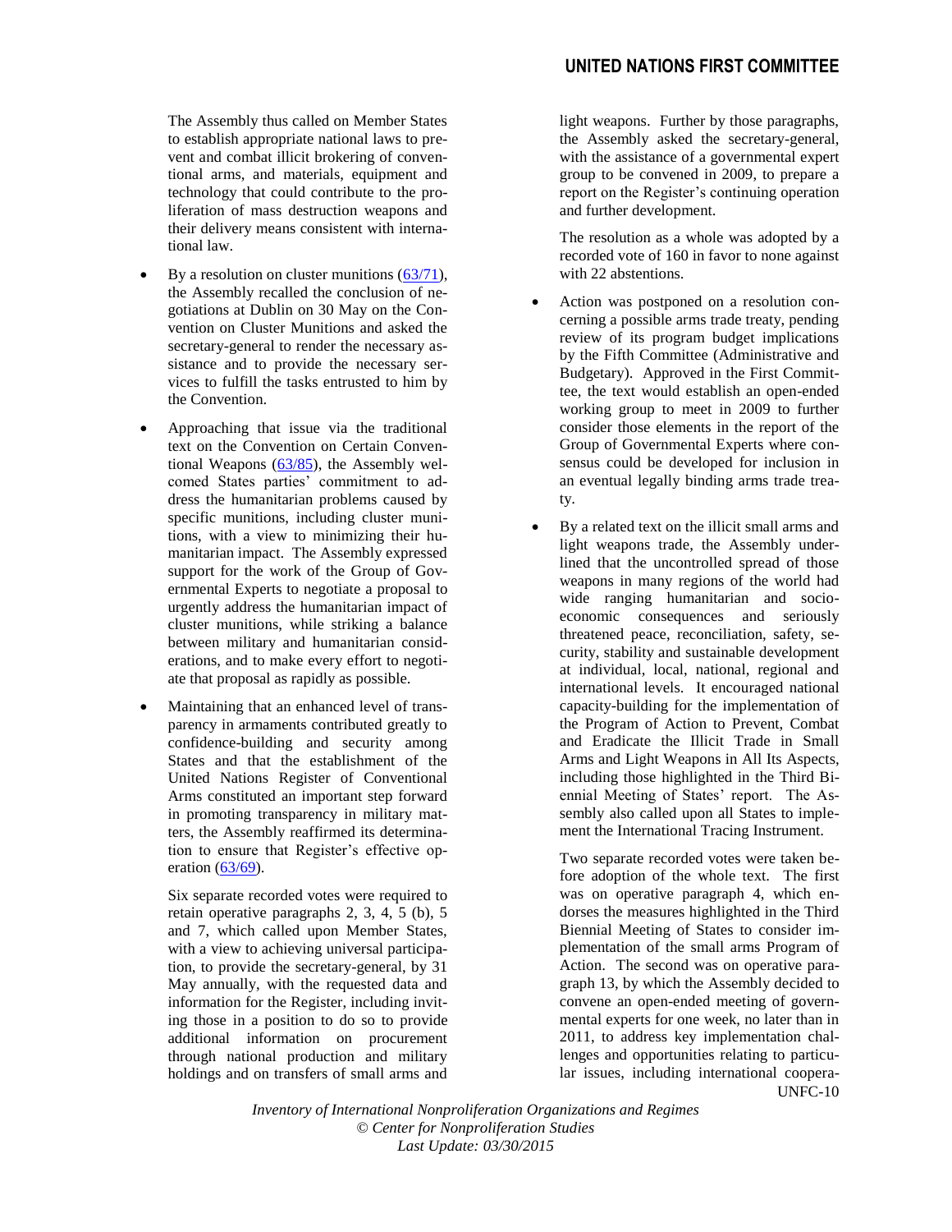The Assembly thus called on Member States to establish appropriate national laws to prevent and combat illicit brokering of conventional arms, and materials, equipment and technology that could contribute to the proliferation of mass destruction weapons and their delivery means consistent with international law.

- By a resolution on cluster munitions ([63/71](63/71)), the Assembly recalled the conclusion of negotiations at Dublin on 30 May on the Convention on Cluster Munitions and asked the secretary-general to render the necessary assistance and to provide the necessary services to fulfill the tasks entrusted to him by the Convention.

- Approaching that issue via the traditional text on the Convention on Certain Conventional Weapons ([63/85](63/85)), the Assembly welcomed States parties' commitment to address the humanitarian problems caused by specific munitions, including cluster munitions, with a view to minimizing their humanitarian impact. The Assembly expressed support for the work of the Group of Governmental Experts to negotiate a proposal to urgently address the humanitarian impact of cluster munitions, while striking a balance between military and humanitarian considerations, and to make every effort to negotiate that proposal as rapidly as possible.

- Maintaining that an enhanced level of transparency in armaments contributed greatly to confidence-building and security among States and that the establishment of the United Nations Register of Conventional Arms constituted an important step forward in promoting transparency in military matters, the Assembly reaffirmed its determination to ensure that Register's effective operation ([63/69](63/69)).

  Six separate recorded votes were required to retain operative paragraphs 2, 3, 4, 5 (b), 5 and 7, which called upon Member States, with a view to achieving universal participation, to provide the secretary-general, by 31 May annually, with the requested data and information for the Register, including inviting those in a position to do so to provide additional information on procurement through national production and military holdings and on transfers of small arms and light weapons. Further by those paragraphs, the Assembly asked the secretary-general, with the assistance of a governmental expert group to be convened in 2009, to prepare a report on the Register's continuing operation and further development.

  The resolution as a whole was adopted by a recorded vote of 160 in favor to none against with 22 abstentions.

- Action was postponed on a resolution concerning a possible arms trade treaty, pending review of its program budget implications by the Fifth Committee (Administrative and Budgetary). Approved in the First Committee, the text would establish an open-ended working group to meet in 2009 to further consider those elements in the report of the Group of Governmental Experts where consensus could be developed for inclusion in an eventual legally binding arms trade treaty.

- By a related text on the illicit small arms and light weapons trade, the Assembly underlined that the uncontrolled spread of those weapons in many regions of the world had wide ranging humanitarian and socio-economic consequences and seriously threatened peace, reconciliation, safety, security, stability and sustainable development at individual, local, national, regional and international levels. It encouraged national capacity-building for the implementation of the Program of Action to Prevent, Combat and Eradicate the Illicit Trade in Small Arms and Light Weapons in All Its Aspects, including those highlighted in the Third Biennial Meeting of States' report. The Assembly also called upon all States to implement the International Tracing Instrument.

  Two separate recorded votes were taken before adoption of the whole text. The first was on operative paragraph 4, which endorses the measures highlighted in the Third Biennial Meeting of States to consider implementation of the small arms Program of Action. The second was on operative paragraph 13, by which the Assembly decided to convene an open-ended meeting of governmental experts for one week, no later than in 2011, to address key implementation challenges and opportunities relating to particular issues, including international coopera-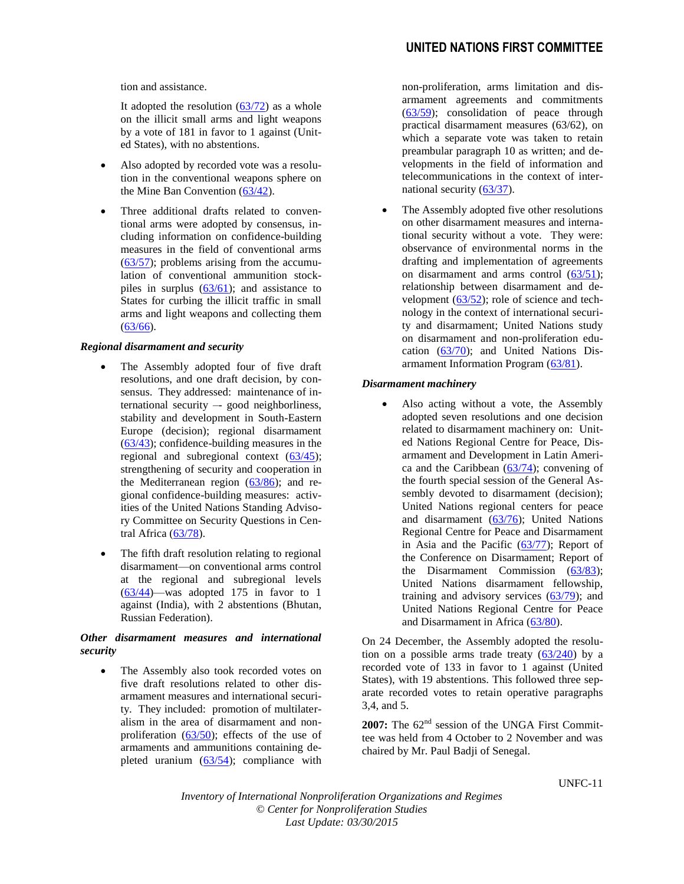tion and assistance.

It adopted the resolution (63/72) as a whole on the illicit small arms and light weapons by a vote of 181 in favor to 1 against (United States), with no abstentions.

- Also adopted by recorded vote was a resolution in the conventional weapons sphere on the Mine Ban Convention (63/42).
- Three additional drafts related to conventional arms were adopted by consensus, including information on confidence-building measures in the field of conventional arms (63/57); problems arising from the accumulation of conventional ammunition stockpiles in surplus (63/61); and assistance to States for curbing the illicit traffic in small arms and light weapons and collecting them (63/66).

***Regional disarmament and security***

- The Assembly adopted four of five draft resolutions, and one draft decision, by consensus. They addressed: maintenance of international security –- good neighborliness, stability and development in South-Eastern Europe (decision); regional disarmament (63/43); confidence-building measures in the regional and subregional context (63/45); strengthening of security and cooperation in the Mediterranean region (63/86); and regional confidence-building measures: activities of the United Nations Standing Advisory Committee on Security Questions in Central Africa (63/78).
- The fifth draft resolution relating to regional disarmament—on conventional arms control at the regional and subregional levels (63/44)—was adopted 175 in favor to 1 against (India), with 2 abstentions (Bhutan, Russian Federation).

***Other disarmament measures and international security***

- The Assembly also took recorded votes on five draft resolutions related to other disarmament measures and international security. They included: promotion of multilateralism in the area of disarmament and non-proliferation (63/50); effects of the use of armaments and ammunitions containing depleted uranium (63/54); compliance with non-proliferation, arms limitation and disarmament agreements and commitments (63/59); consolidation of peace through practical disarmament measures (63/62), on which a separate vote was taken to retain preambular paragraph 10 as written; and developments in the field of information and telecommunications in the context of international security (63/37).
- The Assembly adopted five other resolutions on other disarmament measures and international security without a vote. They were: observance of environmental norms in the drafting and implementation of agreements on disarmament and arms control (63/51); relationship between disarmament and development (63/52); role of science and technology in the context of international security and disarmament; United Nations study on disarmament and non-proliferation education (63/70); and United Nations Disarmament Information Program (63/81).

***Disarmament machinery***

- Also acting without a vote, the Assembly adopted seven resolutions and one decision related to disarmament machinery on: United Nations Regional Centre for Peace, Disarmament and Development in Latin America and the Caribbean (63/74); convening of the fourth special session of the General Assembly devoted to disarmament (decision); United Nations regional centers for peace and disarmament (63/76); United Nations Regional Centre for Peace and Disarmament in Asia and the Pacific (63/77); Report of the Conference on Disarmament; Report of the Disarmament Commission (63/83); United Nations disarmament fellowship, training and advisory services (63/79); and United Nations Regional Centre for Peace and Disarmament in Africa (63/80).

On 24 December, the Assembly adopted the resolution on a possible arms trade treaty (63/240) by a recorded vote of 133 in favor to 1 against (United States), with 19 abstentions. This followed three separate recorded votes to retain operative paragraphs 3,4, and 5.

**2007:** The 62nd session of the UNGA First Committee was held from 4 October to 2 November and was chaired by Mr. Paul Badji of Senegal.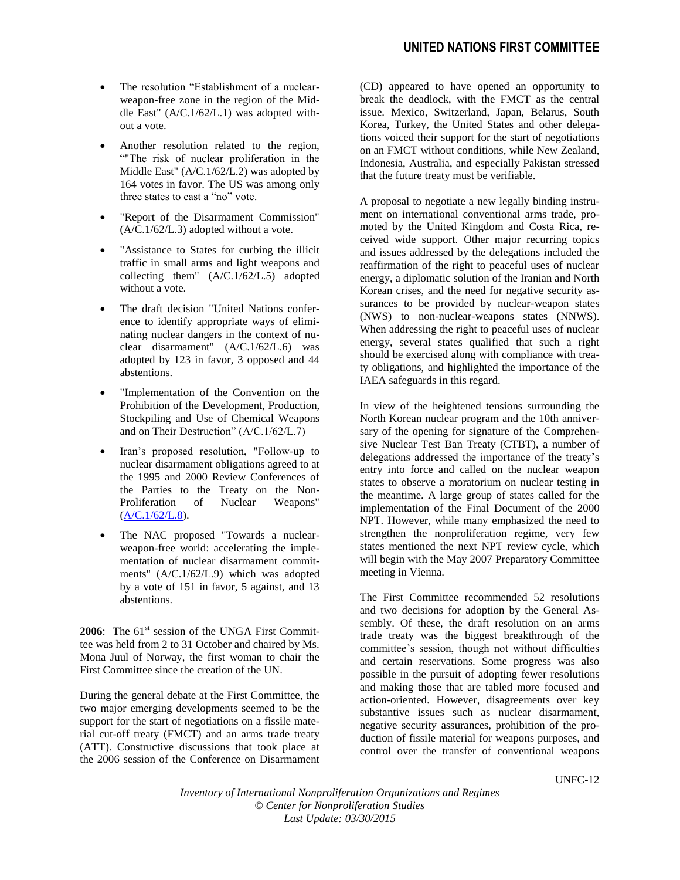- The resolution “Establishment of a nuclear-weapon-free zone in the region of the Middle East" (A/C.1/62/L.1) was adopted without a vote.
- Another resolution related to the region, “"The risk of nuclear proliferation in the Middle East" (A/C.1/62/L.2) was adopted by 164 votes in favor. The US was among only three states to cast a “no” vote.
- "Report of the Disarmament Commission" (A/C.1/62/L.3) adopted without a vote.
- "Assistance to States for curbing the illicit traffic in small arms and light weapons and collecting them" (A/C.1/62/L.5) adopted without a vote.
- The draft decision "United Nations conference to identify appropriate ways of eliminating nuclear dangers in the context of nuclear disarmament" (A/C.1/62/L.6) was adopted by 123 in favor, 3 opposed and 44 abstentions.
- "Implementation of the Convention on the Prohibition of the Development, Production, Stockpiling and Use of Chemical Weapons and on Their Destruction” (A/C.1/62/L.7)
- Iran’s proposed resolution, "Follow-up to nuclear disarmament obligations agreed to at the 1995 and 2000 Review Conferences of the Parties to the Treaty on the Non-Proliferation of Nuclear Weapons" (A/C.1/62/L.8).
- The NAC proposed "Towards a nuclear-weapon-free world: accelerating the implementation of nuclear disarmament commitments" (A/C.1/62/L.9) which was adopted by a vote of 151 in favor, 5 against, and 13 abstentions.

**2006**: The 61st session of the UNGA First Committee was held from 2 to 31 October and chaired by Ms. Mona Juul of Norway, the first woman to chair the First Committee since the creation of the UN.

During the general debate at the First Committee, the two major emerging developments seemed to be the support for the start of negotiations on a fissile material cut-off treaty (FMCT) and an arms trade treaty (ATT). Constructive discussions that took place at the 2006 session of the Conference on Disarmament (CD) appeared to have opened an opportunity to break the deadlock, with the FMCT as the central issue. Mexico, Switzerland, Japan, Belarus, South Korea, Turkey, the United States and other delegations voiced their support for the start of negotiations on an FMCT without conditions, while New Zealand, Indonesia, Australia, and especially Pakistan stressed that the future treaty must be verifiable.

A proposal to negotiate a new legally binding instrument on international conventional arms trade, promoted by the United Kingdom and Costa Rica, received wide support. Other major recurring topics and issues addressed by the delegations included the reaffirmation of the right to peaceful uses of nuclear energy, a diplomatic solution of the Iranian and North Korean crises, and the need for negative security assurances to be provided by nuclear-weapon states (NWS) to non-nuclear-weapons states (NNWS). When addressing the right to peaceful uses of nuclear energy, several states qualified that such a right should be exercised along with compliance with treaty obligations, and highlighted the importance of the IAEA safeguards in this regard.

In view of the heightened tensions surrounding the North Korean nuclear program and the 10th anniversary of the opening for signature of the Comprehensive Nuclear Test Ban Treaty (CTBT), a number of delegations addressed the importance of the treaty’s entry into force and called on the nuclear weapon states to observe a moratorium on nuclear testing in the meantime. A large group of states called for the implementation of the Final Document of the 2000 NPT. However, while many emphasized the need to strengthen the nonproliferation regime, very few states mentioned the next NPT review cycle, which will begin with the May 2007 Preparatory Committee meeting in Vienna.

The First Committee recommended 52 resolutions and two decisions for adoption by the General Assembly. Of these, the draft resolution on an arms trade treaty was the biggest breakthrough of the committee’s session, though not without difficulties and certain reservations. Some progress was also possible in the pursuit of adopting fewer resolutions and making those that are tabled more focused and action-oriented. However, disagreements over key substantive issues such as nuclear disarmament, negative security assurances, prohibition of the production of fissile material for weapons purposes, and control over the transfer of conventional weapons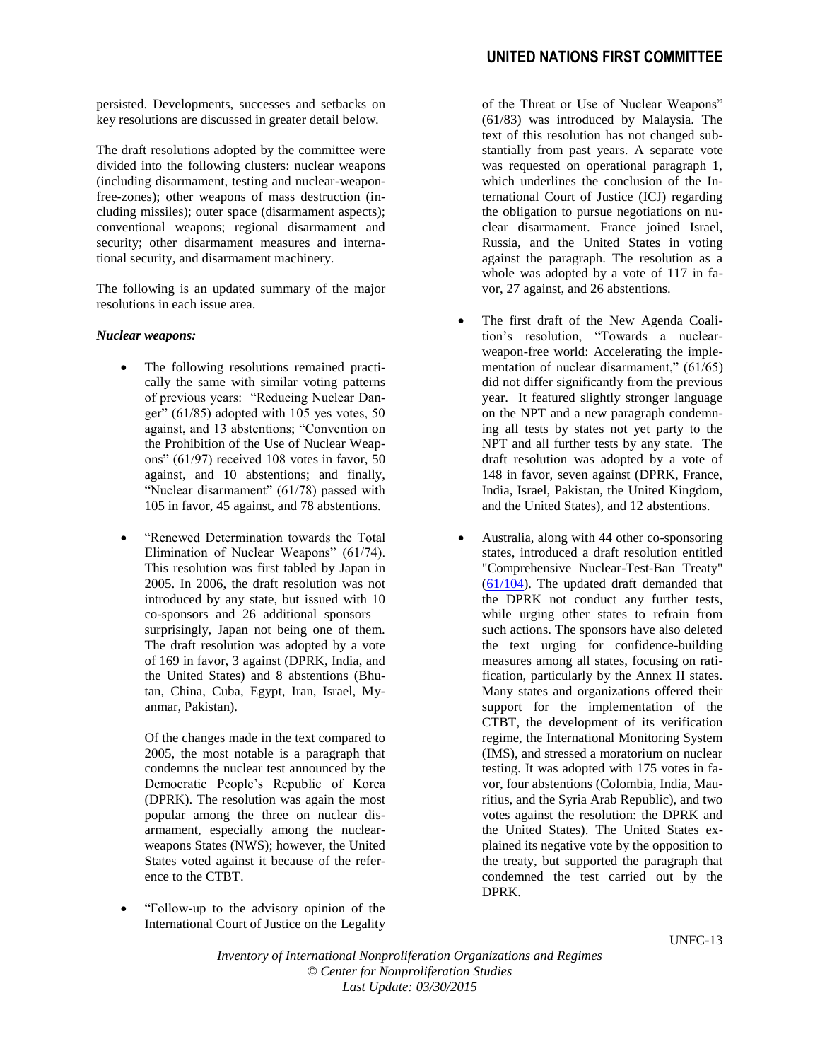persisted. Developments, successes and setbacks on key resolutions are discussed in greater detail below.

The draft resolutions adopted by the committee were divided into the following clusters: nuclear weapons (including disarmament, testing and nuclear-weapon-free-zones); other weapons of mass destruction (including missiles); outer space (disarmament aspects); conventional weapons; regional disarmament and security; other disarmament measures and international security, and disarmament machinery.

The following is an updated summary of the major resolutions in each issue area.

***Nuclear weapons:***

- The following resolutions remained practically the same with similar voting patterns of previous years: "Reducing Nuclear Danger" (61/85) adopted with 105 yes votes, 50 against, and 13 abstentions; "Convention on the Prohibition of the Use of Nuclear Weapons" (61/97) received 108 votes in favor, 50 against, and 10 abstentions; and finally, "Nuclear disarmament" (61/78) passed with 105 in favor, 45 against, and 78 abstentions.

- "Renewed Determination towards the Total Elimination of Nuclear Weapons" (61/74). This resolution was first tabled by Japan in 2005. In 2006, the draft resolution was not introduced by any state, but issued with 10 co-sponsors and 26 additional sponsors – surprisingly, Japan not being one of them. The draft resolution was adopted by a vote of 169 in favor, 3 against (DPRK, India, and the United States) and 8 abstentions (Bhutan, China, Cuba, Egypt, Iran, Israel, Myanmar, Pakistan).

  Of the changes made in the text compared to 2005, the most notable is a paragraph that condemns the nuclear test announced by the Democratic People's Republic of Korea (DPRK). The resolution was again the most popular among the three on nuclear disarmament, especially among the nuclear-weapons States (NWS); however, the United States voted against it because of the reference to the CTBT.

- "Follow-up to the advisory opinion of the International Court of Justice on the Legality of the Threat or Use of Nuclear Weapons" (61/83) was introduced by Malaysia. The text of this resolution has not changed substantially from past years. A separate vote was requested on operational paragraph 1, which underlines the conclusion of the International Court of Justice (ICJ) regarding the obligation to pursue negotiations on nuclear disarmament. France joined Israel, Russia, and the United States in voting against the paragraph. The resolution as a whole was adopted by a vote of 117 in favor, 27 against, and 26 abstentions.

- The first draft of the New Agenda Coalition's resolution, "Towards a nuclear-weapon-free world: Accelerating the implementation of nuclear disarmament," (61/65) did not differ significantly from the previous year. It featured slightly stronger language on the NPT and a new paragraph condemning all tests by states not yet party to the NPT and all further tests by any state. The draft resolution was adopted by a vote of 148 in favor, seven against (DPRK, France, India, Israel, Pakistan, the United Kingdom, and the United States), and 12 abstentions.

- Australia, along with 44 other co-sponsoring states, introduced a draft resolution entitled "Comprehensive Nuclear-Test-Ban Treaty" (61/104). The updated draft demanded that the DPRK not conduct any further tests, while urging other states to refrain from such actions. The sponsors have also deleted the text urging for confidence-building measures among all states, focusing on ratification, particularly by the Annex II states. Many states and organizations offered their support for the implementation of the CTBT, the development of its verification regime, the International Monitoring System (IMS), and stressed a moratorium on nuclear testing. It was adopted with 175 votes in favor, four abstentions (Colombia, India, Mauritius, and the Syria Arab Republic), and two votes against the resolution: the DPRK and the United States). The United States explained its negative vote by the opposition to the treaty, but supported the paragraph that condemned the test carried out by the DPRK.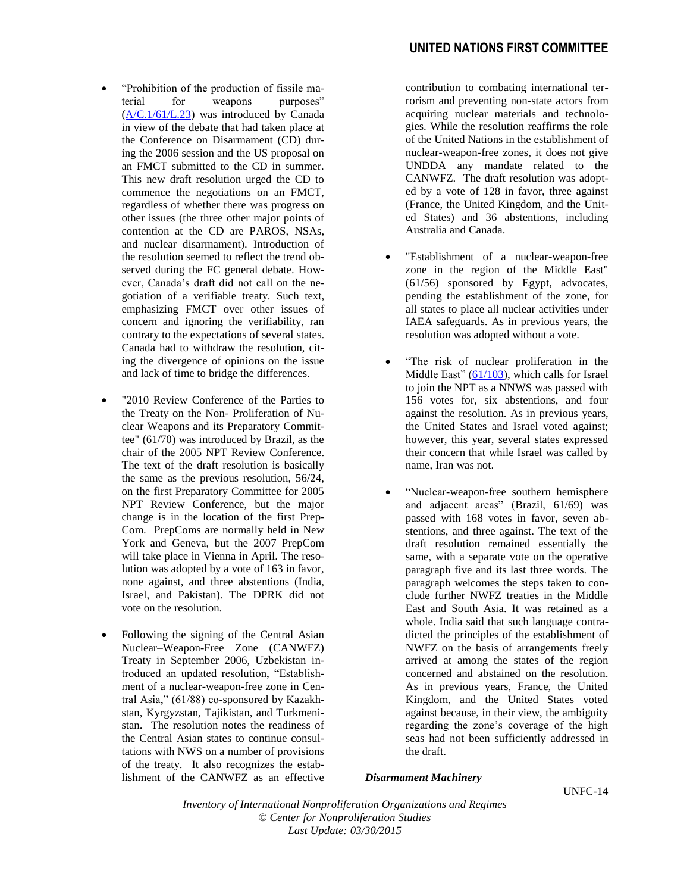- "Prohibition of the production of fissile material for weapons purposes" ([A/C.1/61/L.23](A/C.1/61/L.23)) was introduced by Canada in view of the debate that had taken place at the Conference on Disarmament (CD) during the 2006 session and the US proposal on an FMCT submitted to the CD in summer. This new draft resolution urged the CD to commence the negotiations on an FMCT, regardless of whether there was progress on other issues (the three other major points of contention at the CD are PAROS, NSAs, and nuclear disarmament). Introduction of the resolution seemed to reflect the trend observed during the FC general debate. However, Canada's draft did not call on the negotiation of a verifiable treaty. Such text, emphasizing FMCT over other issues of concern and ignoring the verifiability, ran contrary to the expectations of several states. Canada had to withdraw the resolution, citing the divergence of opinions on the issue and lack of time to bridge the differences.

- "2010 Review Conference of the Parties to the Treaty on the Non- Proliferation of Nuclear Weapons and its Preparatory Committee" (61/70) was introduced by Brazil, as the chair of the 2005 NPT Review Conference. The text of the draft resolution is basically the same as the previous resolution, 56/24, on the first Preparatory Committee for 2005 NPT Review Conference, but the major change is in the location of the first PrepCom. PrepComs are normally held in New York and Geneva, but the 2007 PrepCom will take place in Vienna in April. The resolution was adopted by a vote of 163 in favor, none against, and three abstentions (India, Israel, and Pakistan). The DPRK did not vote on the resolution.

- Following the signing of the Central Asian Nuclear–Weapon-Free Zone (CANWFZ) Treaty in September 2006, Uzbekistan introduced an updated resolution, "Establishment of a nuclear-weapon-free zone in Central Asia," (61/88) co-sponsored by Kazakhstan, Kyrgyzstan, Tajikistan, and Turkmenistan. The resolution notes the readiness of the Central Asian states to continue consultations with NWS on a number of provisions of the treaty. It also recognizes the establishment of the CANWFZ as an effective contribution to combating international terrorism and preventing non-state actors from acquiring nuclear materials and technologies. While the resolution reaffirms the role of the United Nations in the establishment of nuclear-weapon-free zones, it does not give UNDDA any mandate related to the CANWFZ. The draft resolution was adopted by a vote of 128 in favor, three against (France, the United Kingdom, and the United States) and 36 abstentions, including Australia and Canada.

- "Establishment of a nuclear-weapon-free zone in the region of the Middle East" (61/56) sponsored by Egypt, advocates, pending the establishment of the zone, for all states to place all nuclear activities under IAEA safeguards. As in previous years, the resolution was adopted without a vote.

- "The risk of nuclear proliferation in the Middle East" ([61/103](61/103)), which calls for Israel to join the NPT as a NNWS was passed with 156 votes for, six abstentions, and four against the resolution. As in previous years, the United States and Israel voted against; however, this year, several states expressed their concern that while Israel was called by name, Iran was not.

- "Nuclear-weapon-free southern hemisphere and adjacent areas" (Brazil, 61/69) was passed with 168 votes in favor, seven abstentions, and three against. The text of the draft resolution remained essentially the same, with a separate vote on the operative paragraph five and its last three words. The paragraph welcomes the steps taken to conclude further NWFZ treaties in the Middle East and South Asia. It was retained as a whole. India said that such language contradicted the principles of the establishment of NWFZ on the basis of arrangements freely arrived at among the states of the region concerned and abstained on the resolution. As in previous years, France, the United Kingdom, and the United States voted against because, in their view, the ambiguity regarding the zone's coverage of the high seas had not been sufficiently addressed in the draft.

***Disarmament Machinery***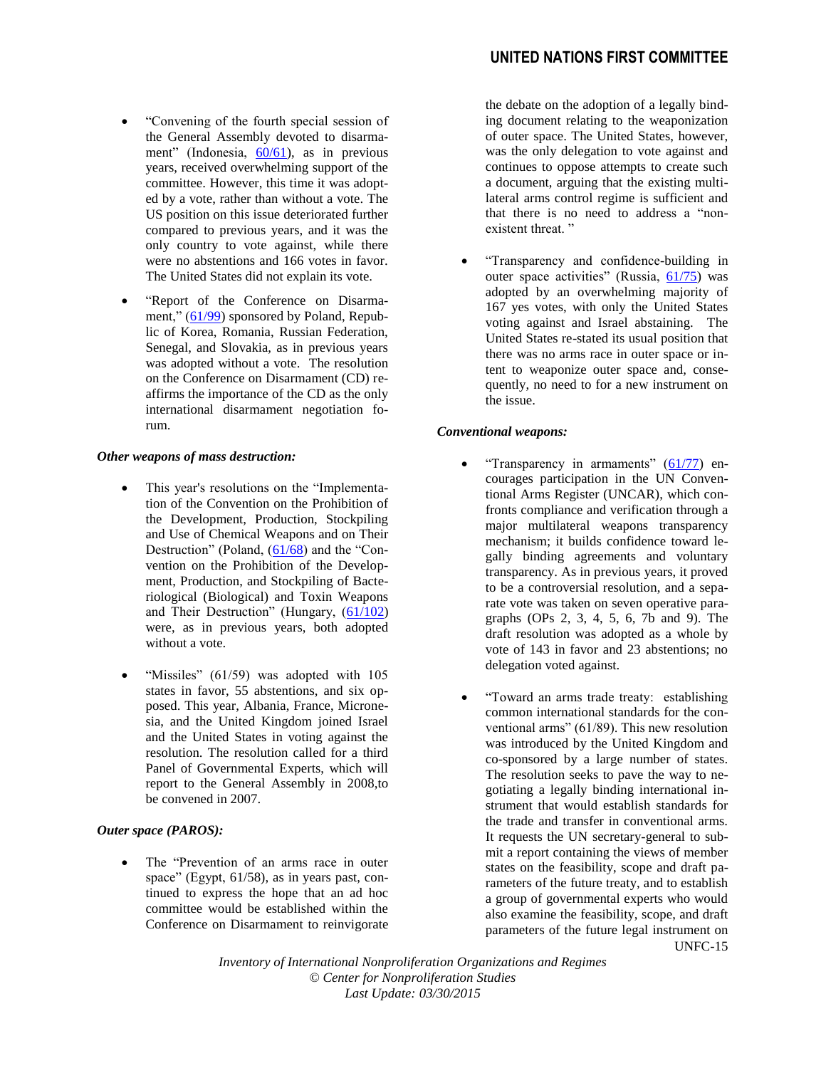- "Convening of the fourth special session of the General Assembly devoted to disarmament" (Indonesia, 60/61), as in previous years, received overwhelming support of the committee. However, this time it was adopted by a vote, rather than without a vote. The US position on this issue deteriorated further compared to previous years, and it was the only country to vote against, while there were no abstentions and 166 votes in favor. The United States did not explain its vote.

- "Report of the Conference on Disarmament," (61/99) sponsored by Poland, Republic of Korea, Romania, Russian Federation, Senegal, and Slovakia, as in previous years was adopted without a vote. The resolution on the Conference on Disarmament (CD) reaffirms the importance of the CD as the only international disarmament negotiation forum.

***Other weapons of mass destruction:***

- This year's resolutions on the "Implementation of the Convention on the Prohibition of the Development, Production, Stockpiling and Use of Chemical Weapons and on Their Destruction" (Poland, (61/68) and the "Convention on the Prohibition of the Development, Production, and Stockpiling of Bacteriological (Biological) and Toxin Weapons and Their Destruction" (Hungary, (61/102) were, as in previous years, both adopted without a vote.

- "Missiles" (61/59) was adopted with 105 states in favor, 55 abstentions, and six opposed. This year, Albania, France, Micronesia, and the United Kingdom joined Israel and the United States in voting against the resolution. The resolution called for a third Panel of Governmental Experts, which will report to the General Assembly in 2008,to be convened in 2007.

***Outer space (PAROS):***

- The "Prevention of an arms race in outer space" (Egypt, 61/58), as in years past, continued to express the hope that an ad hoc committee would be established within the Conference on Disarmament to reinvigorate the debate on the adoption of a legally binding document relating to the weaponization of outer space. The United States, however, was the only delegation to vote against and continues to oppose attempts to create such a document, arguing that the existing multilateral arms control regime is sufficient and that there is no need to address a "non-existent threat. "

- "Transparency and confidence-building in outer space activities" (Russia, 61/75) was adopted by an overwhelming majority of 167 yes votes, with only the United States voting against and Israel abstaining. The United States re-stated its usual position that there was no arms race in outer space or intent to weaponize outer space and, consequently, no need to for a new instrument on the issue.

***Conventional weapons:***

- "Transparency in armaments" (61/77) encourages participation in the UN Conventional Arms Register (UNCAR), which confronts compliance and verification through a major multilateral weapons transparency mechanism; it builds confidence toward legally binding agreements and voluntary transparency. As in previous years, it proved to be a controversial resolution, and a separate vote was taken on seven operative paragraphs (OPs 2, 3, 4, 5, 6, 7b and 9). The draft resolution was adopted as a whole by vote of 143 in favor and 23 abstentions; no delegation voted against.

- "Toward an arms trade treaty: establishing common international standards for the conventional arms" (61/89). This new resolution was introduced by the United Kingdom and co-sponsored by a large number of states. The resolution seeks to pave the way to negotiating a legally binding international instrument that would establish standards for the trade and transfer in conventional arms. It requests the UN secretary-general to submit a report containing the views of member states on the feasibility, scope and draft parameters of the future treaty, and to establish a group of governmental experts who would also examine the feasibility, scope, and draft parameters of the future legal instrument on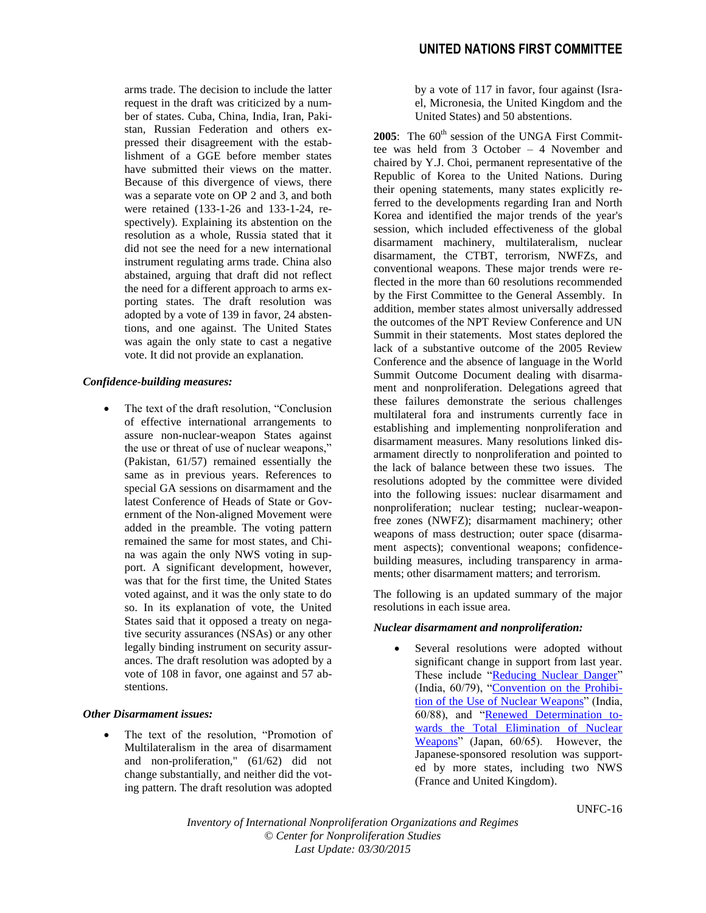arms trade. The decision to include the latter request in the draft was criticized by a number of states. Cuba, China, India, Iran, Pakistan, Russian Federation and others expressed their disagreement with the establishment of a GGE before member states have submitted their views on the matter. Because of this divergence of views, there was a separate vote on OP 2 and 3, and both were retained (133-1-26 and 133-1-24, respectively). Explaining its abstention on the resolution as a whole, Russia stated that it did not see the need for a new international instrument regulating arms trade. China also abstained, arguing that draft did not reflect the need for a different approach to arms exporting states. The draft resolution was adopted by a vote of 139 in favor, 24 abstentions, and one against. The United States was again the only state to cast a negative vote. It did not provide an explanation.

***Confidence-building measures:***

- The text of the draft resolution, "Conclusion of effective international arrangements to assure non-nuclear-weapon States against the use or threat of use of nuclear weapons," (Pakistan, 61/57) remained essentially the same as in previous years. References to special GA sessions on disarmament and the latest Conference of Heads of State or Government of the Non-aligned Movement were added in the preamble. The voting pattern remained the same for most states, and China was again the only NWS voting in support. A significant development, however, was that for the first time, the United States voted against, and it was the only state to do so. In its explanation of vote, the United States said that it opposed a treaty on negative security assurances (NSAs) or any other legally binding instrument on security assurances. The draft resolution was adopted by a vote of 108 in favor, one against and 57 abstentions.

***Other Disarmament issues:***

- The text of the resolution, "Promotion of Multilateralism in the area of disarmament and non-proliferation," (61/62) did not change substantially, and neither did the voting pattern. The draft resolution was adopted by a vote of 117 in favor, four against (Israel, Micronesia, the United Kingdom and the United States) and 50 abstentions.

**2005**: The 60th session of the UNGA First Committee was held from 3 October – 4 November and chaired by Y.J. Choi, permanent representative of the Republic of Korea to the United Nations. During their opening statements, many states explicitly referred to the developments regarding Iran and North Korea and identified the major trends of the year's session, which included effectiveness of the global disarmament machinery, multilateralism, nuclear disarmament, the CTBT, terrorism, NWFZs, and conventional weapons. These major trends were reflected in the more than 60 resolutions recommended by the First Committee to the General Assembly. In addition, member states almost universally addressed the outcomes of the NPT Review Conference and UN Summit in their statements. Most states deplored the lack of a substantive outcome of the 2005 Review Conference and the absence of language in the World Summit Outcome Document dealing with disarmament and nonproliferation. Delegations agreed that these failures demonstrate the serious challenges multilateral fora and instruments currently face in establishing and implementing nonproliferation and disarmament measures. Many resolutions linked disarmament directly to nonproliferation and pointed to the lack of balance between these two issues. The resolutions adopted by the committee were divided into the following issues: nuclear disarmament and nonproliferation; nuclear testing; nuclear-weapon-free zones (NWFZ); disarmament machinery; other weapons of mass destruction; outer space (disarmament aspects); conventional weapons; confidence-building measures, including transparency in armaments; other disarmament matters; and terrorism.

The following is an updated summary of the major resolutions in each issue area.

***Nuclear disarmament and nonproliferation:***

- Several resolutions were adopted without significant change in support from last year. These include "Reducing Nuclear Danger" (India, 60/79), "Convention on the Prohibition of the Use of Nuclear Weapons" (India, 60/88), and "Renewed Determination towards the Total Elimination of Nuclear Weapons" (Japan, 60/65). However, the Japanese-sponsored resolution was supported by more states, including two NWS (France and United Kingdom).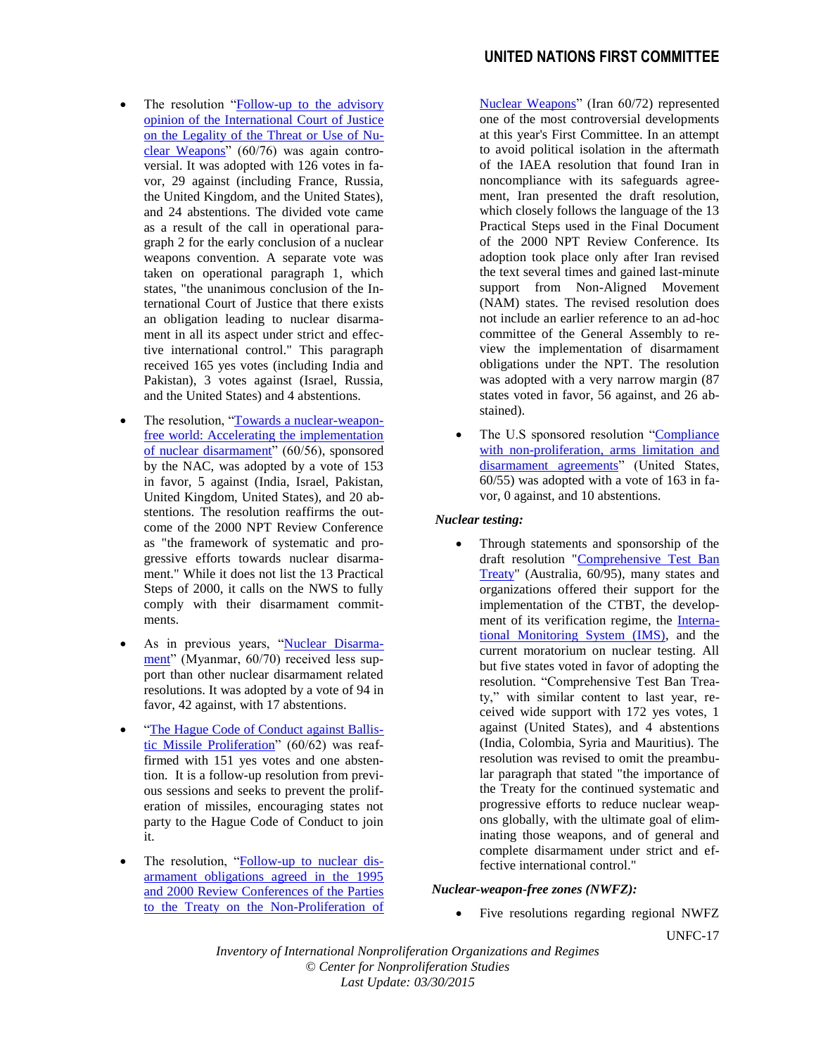- The resolution "Follow-up to the advisory opinion of the International Court of Justice on the Legality of the Threat or Use of Nuclear Weapons" (60/76) was again controversial. It was adopted with 126 votes in favor, 29 against (including France, Russia, the United Kingdom, and the United States), and 24 abstentions. The divided vote came as a result of the call in operational paragraph 2 for the early conclusion of a nuclear weapons convention. A separate vote was taken on operational paragraph 1, which states, "the unanimous conclusion of the International Court of Justice that there exists an obligation leading to nuclear disarmament in all its aspect under strict and effective international control." This paragraph received 165 yes votes (including India and Pakistan), 3 votes against (Israel, Russia, and the United States) and 4 abstentions.

- The resolution, "Towards a nuclear-weapon-free world: Accelerating the implementation of nuclear disarmament" (60/56), sponsored by the NAC, was adopted by a vote of 153 in favor, 5 against (India, Israel, Pakistan, United Kingdom, United States), and 20 abstentions. The resolution reaffirms the outcome of the 2000 NPT Review Conference as "the framework of systematic and progressive efforts towards nuclear disarmament." While it does not list the 13 Practical Steps of 2000, it calls on the NWS to fully comply with their disarmament commitments.

- As in previous years, "Nuclear Disarmament" (Myanmar, 60/70) received less support than other nuclear disarmament related resolutions. It was adopted by a vote of 94 in favor, 42 against, with 17 abstentions.

- "The Hague Code of Conduct against Ballistic Missile Proliferation" (60/62) was reaffirmed with 151 yes votes and one abstention. It is a follow-up resolution from previous sessions and seeks to prevent the proliferation of missiles, encouraging states not party to the Hague Code of Conduct to join it.

- The resolution, "Follow-up to nuclear disarmament obligations agreed in the 1995 and 2000 Review Conferences of the Parties to the Treaty on the Non-Proliferation of Nuclear Weapons" (Iran 60/72) represented one of the most controversial developments at this year's First Committee. In an attempt to avoid political isolation in the aftermath of the IAEA resolution that found Iran in noncompliance with its safeguards agreement, Iran presented the draft resolution, which closely follows the language of the 13 Practical Steps used in the Final Document of the 2000 NPT Review Conference. Its adoption took place only after Iran revised the text several times and gained last-minute support from Non-Aligned Movement (NAM) states. The revised resolution does not include an earlier reference to an ad-hoc committee of the General Assembly to review the implementation of disarmament obligations under the NPT. The resolution was adopted with a very narrow margin (87 states voted in favor, 56 against, and 26 abstained).

- The U.S sponsored resolution "Compliance with non-proliferation, arms limitation and disarmament agreements" (United States, 60/55) was adopted with a vote of 163 in favor, 0 against, and 10 abstentions.

***Nuclear testing:***

- Through statements and sponsorship of the draft resolution "Comprehensive Test Ban Treaty" (Australia, 60/95), many states and organizations offered their support for the implementation of the CTBT, the development of its verification regime, the International Monitoring System (IMS), and the current moratorium on nuclear testing. All but five states voted in favor of adopting the resolution. "Comprehensive Test Ban Treaty," with similar content to last year, received wide support with 172 yes votes, 1 against (United States), and 4 abstentions (India, Colombia, Syria and Mauritius). The resolution was revised to omit the preambular paragraph that stated "the importance of the Treaty for the continued systematic and progressive efforts to reduce nuclear weapons globally, with the ultimate goal of eliminating those weapons, and of general and complete disarmament under strict and effective international control."

***Nuclear-weapon-free zones (NWFZ):***

- Five resolutions regarding regional NWFZ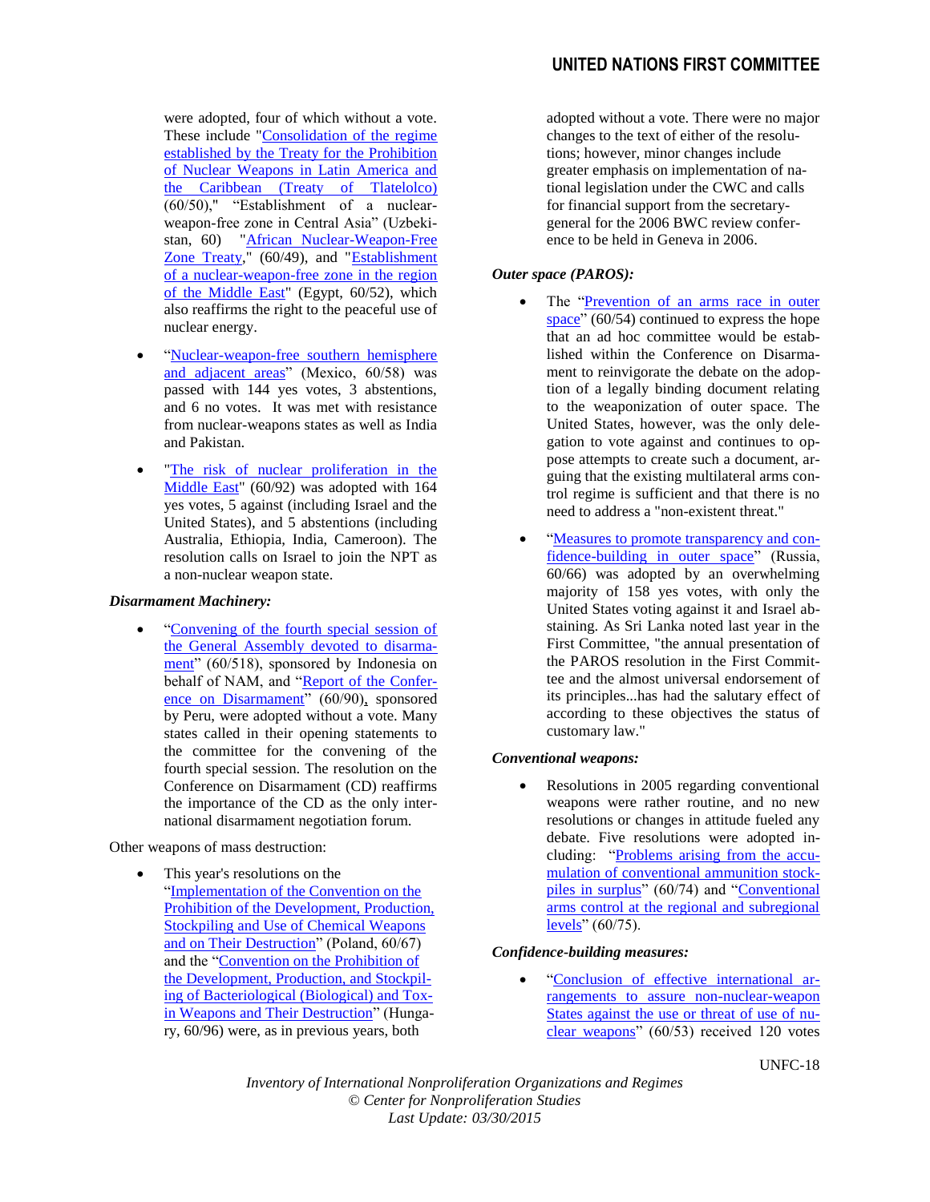were adopted, four of which without a vote. These include "Consolidation of the regime established by the Treaty for the Prohibition of Nuclear Weapons in Latin America and the Caribbean (Treaty of Tlatelolco) (60/50)," "Establishment of a nuclear-weapon-free zone in Central Asia" (Uzbekistan, 60) "African Nuclear-Weapon-Free Zone Treaty," (60/49), and "Establishment of a nuclear-weapon-free zone in the region of the Middle East" (Egypt, 60/52), which also reaffirms the right to the peaceful use of nuclear energy.

- "Nuclear-weapon-free southern hemisphere and adjacent areas" (Mexico, 60/58) was passed with 144 yes votes, 3 abstentions, and 6 no votes. It was met with resistance from nuclear-weapons states as well as India and Pakistan.
- "The risk of nuclear proliferation in the Middle East" (60/92) was adopted with 164 yes votes, 5 against (including Israel and the United States), and 5 abstentions (including Australia, Ethiopia, India, Cameroon). The resolution calls on Israel to join the NPT as a non-nuclear weapon state.

***Disarmament Machinery:***

- "Convening of the fourth special session of the General Assembly devoted to disarmament" (60/518), sponsored by Indonesia on behalf of NAM, and "Report of the Conference on Disarmament" (60/90), sponsored by Peru, were adopted without a vote. Many states called in their opening statements to the committee for the convening of the fourth special session. The resolution on the Conference on Disarmament (CD) reaffirms the importance of the CD as the only international disarmament negotiation forum.

Other weapons of mass destruction:

- This year's resolutions on the "Implementation of the Convention on the Prohibition of the Development, Production, Stockpiling and Use of Chemical Weapons and on Their Destruction" (Poland, 60/67) and the "Convention on the Prohibition of the Development, Production, and Stockpiling of Bacteriological (Biological) and Toxin Weapons and Their Destruction" (Hungary, 60/96) were, as in previous years, both adopted without a vote. There were no major changes to the text of either of the resolutions; however, minor changes include greater emphasis on implementation of national legislation under the CWC and calls for financial support from the secretary-general for the 2006 BWC review conference to be held in Geneva in 2006.

***Outer space (PAROS):***

- The "Prevention of an arms race in outer space" (60/54) continued to express the hope that an ad hoc committee would be established within the Conference on Disarmament to reinvigorate the debate on the adoption of a legally binding document relating to the weaponization of outer space. The United States, however, was the only delegation to vote against and continues to oppose attempts to create such a document, arguing that the existing multilateral arms control regime is sufficient and that there is no need to address a "non-existent threat."
- "Measures to promote transparency and confidence-building in outer space" (Russia, 60/66) was adopted by an overwhelming majority of 158 yes votes, with only the United States voting against it and Israel abstaining. As Sri Lanka noted last year in the First Committee, "the annual presentation of the PAROS resolution in the First Committee and the almost universal endorsement of its principles...has had the salutary effect of according to these objectives the status of customary law."

***Conventional weapons:***

- Resolutions in 2005 regarding conventional weapons were rather routine, and no new resolutions or changes in attitude fueled any debate. Five resolutions were adopted including: "Problems arising from the accumulation of conventional ammunition stockpiles in surplus" (60/74) and "Conventional arms control at the regional and subregional levels" (60/75).

***Confidence-building measures:***

- "Conclusion of effective international arrangements to assure non-nuclear-weapon States against the use or threat of use of nuclear weapons" (60/53) received 120 votes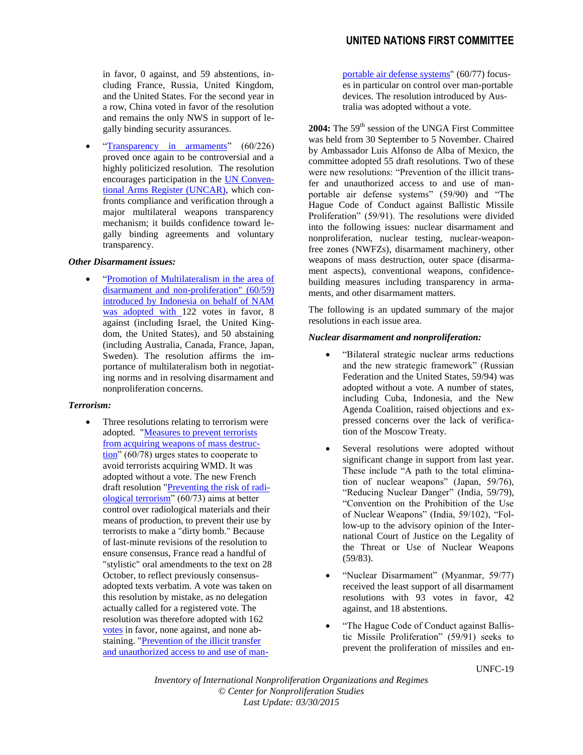in favor, 0 against, and 59 abstentions, including France, Russia, United Kingdom, and the United States. For the second year in a row, China voted in favor of the resolution and remains the only NWS in support of legally binding security assurances.

- "Transparency in armaments" (60/226) proved once again to be controversial and a highly politicized resolution. The resolution encourages participation in the UN Conventional Arms Register (UNCAR), which confronts compliance and verification through a major multilateral weapons transparency mechanism; it builds confidence toward legally binding agreements and voluntary transparency.

***Other Disarmament issues:***

- "Promotion of Multilateralism in the area of disarmament and non-proliferation" (60/59) introduced by Indonesia on behalf of NAM was adopted with 122 votes in favor, 8 against (including Israel, the United Kingdom, the United States), and 50 abstaining (including Australia, Canada, France, Japan, Sweden). The resolution affirms the importance of multilateralism both in negotiating norms and in resolving disarmament and nonproliferation concerns.

***Terrorism:***

- Three resolutions relating to terrorism were adopted. "Measures to prevent terrorists from acquiring weapons of mass destruction" (60/78) urges states to cooperate to avoid terrorists acquiring WMD. It was adopted without a vote. The new French draft resolution "Preventing the risk of radiological terrorism" (60/73) aims at better control over radiological materials and their means of production, to prevent their use by terrorists to make a "dirty bomb." Because of last-minute revisions of the resolution to ensure consensus, France read a handful of "stylistic" oral amendments to the text on 28 October, to reflect previously consensus-adopted texts verbatim. A vote was taken on this resolution by mistake, as no delegation actually called for a registered vote. The resolution was therefore adopted with 162 votes in favor, none against, and none abstaining. "Prevention of the illicit transfer and unauthorized access to and use of man-portable air defense systems" (60/77) focuses in particular on control over man-portable devices. The resolution introduced by Australia was adopted without a vote.

**2004:** The 59th session of the UNGA First Committee was held from 30 September to 5 November. Chaired by Ambassador Luis Alfonso de Alba of Mexico, the committee adopted 55 draft resolutions. Two of these were new resolutions: "Prevention of the illicit transfer and unauthorized access to and use of man-portable air defense systems" (59/90) and "The Hague Code of Conduct against Ballistic Missile Proliferation" (59/91). The resolutions were divided into the following issues: nuclear disarmament and nonproliferation, nuclear testing, nuclear-weapon-free zones (NWFZs), disarmament machinery, other weapons of mass destruction, outer space (disarmament aspects), conventional weapons, confidence-building measures including transparency in armaments, and other disarmament matters.

The following is an updated summary of the major resolutions in each issue area.

***Nuclear disarmament and nonproliferation:***

- "Bilateral strategic nuclear arms reductions and the new strategic framework" (Russian Federation and the United States, 59/94) was adopted without a vote. A number of states, including Cuba, Indonesia, and the New Agenda Coalition, raised objections and expressed concerns over the lack of verification of the Moscow Treaty.

- Several resolutions were adopted without significant change in support from last year. These include "A path to the total elimination of nuclear weapons" (Japan, 59/76), "Reducing Nuclear Danger" (India, 59/79), "Convention on the Prohibition of the Use of Nuclear Weapons" (India, 59/102), "Follow-up to the advisory opinion of the International Court of Justice on the Legality of the Threat or Use of Nuclear Weapons (59/83).

- "Nuclear Disarmament" (Myanmar, 59/77) received the least support of all disarmament resolutions with 93 votes in favor, 42 against, and 18 abstentions.

- "The Hague Code of Conduct against Ballistic Missile Proliferation" (59/91) seeks to prevent the proliferation of missiles and en-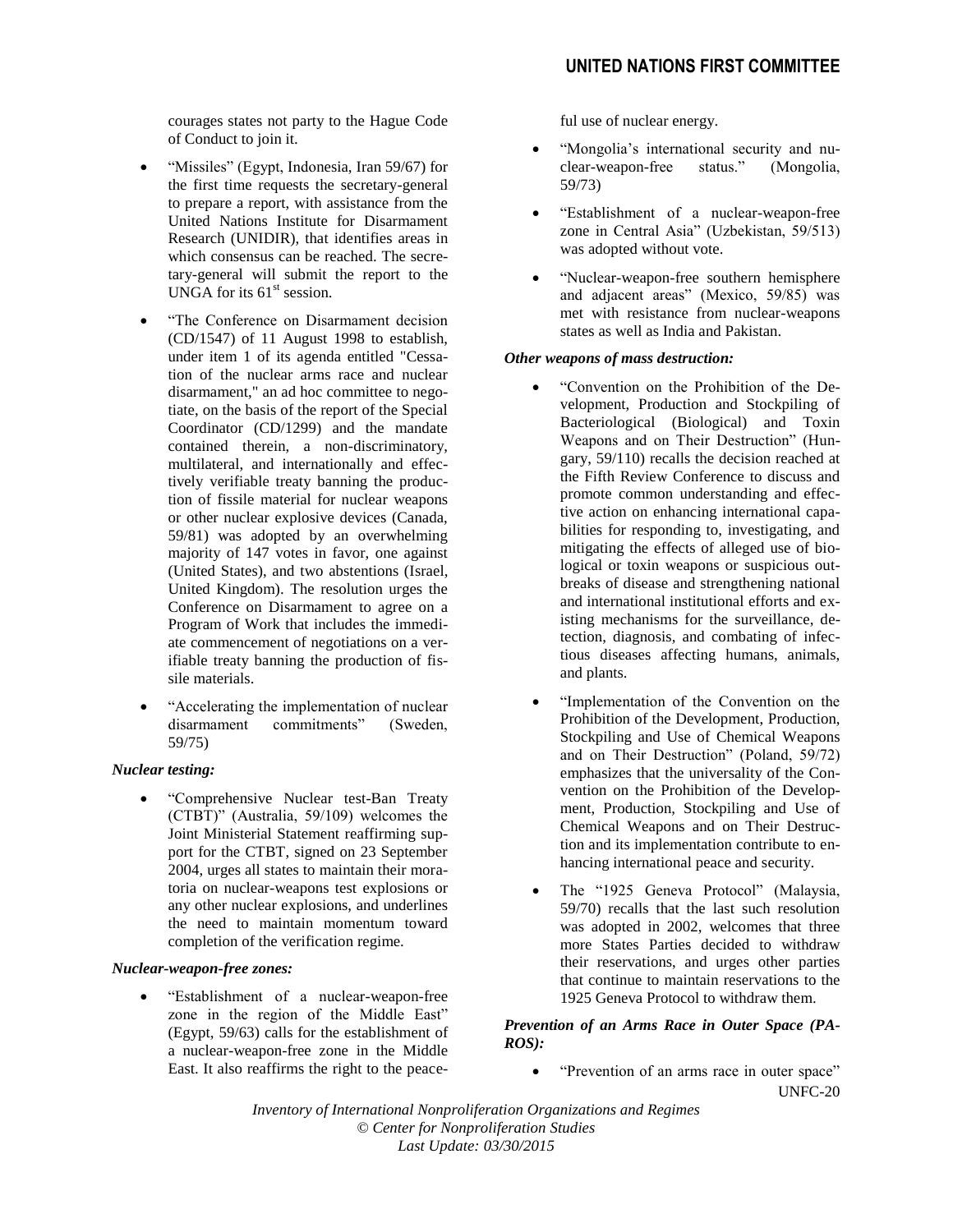courages states not party to the Hague Code of Conduct to join it.

- "Missiles" (Egypt, Indonesia, Iran 59/67) for the first time requests the secretary-general to prepare a report, with assistance from the United Nations Institute for Disarmament Research (UNIDIR), that identifies areas in which consensus can be reached. The secretary-general will submit the report to the UNGA for its 61st session.
- "The Conference on Disarmament decision (CD/1547) of 11 August 1998 to establish, under item 1 of its agenda entitled "Cessation of the nuclear arms race and nuclear disarmament," an ad hoc committee to negotiate, on the basis of the report of the Special Coordinator (CD/1299) and the mandate contained therein, a non-discriminatory, multilateral, and internationally and effectively verifiable treaty banning the production of fissile material for nuclear weapons or other nuclear explosive devices (Canada, 59/81) was adopted by an overwhelming majority of 147 votes in favor, one against (United States), and two abstentions (Israel, United Kingdom). The resolution urges the Conference on Disarmament to agree on a Program of Work that includes the immediate commencement of negotiations on a verifiable treaty banning the production of fissile materials.
- "Accelerating the implementation of nuclear disarmament commitments" (Sweden, 59/75)

***Nuclear testing:***

- "Comprehensive Nuclear test-Ban Treaty (CTBT)" (Australia, 59/109) welcomes the Joint Ministerial Statement reaffirming support for the CTBT, signed on 23 September 2004, urges all states to maintain their moratoria on nuclear-weapons test explosions or any other nuclear explosions, and underlines the need to maintain momentum toward completion of the verification regime.

***Nuclear-weapon-free zones:***

- "Establishment of a nuclear-weapon-free zone in the region of the Middle East" (Egypt, 59/63) calls for the establishment of a nuclear-weapon-free zone in the Middle East. It also reaffirms the right to the peaceful use of nuclear energy.
- "Mongolia's international security and nuclear-weapon-free status." (Mongolia, 59/73)
- "Establishment of a nuclear-weapon-free zone in Central Asia" (Uzbekistan, 59/513) was adopted without vote.
- "Nuclear-weapon-free southern hemisphere and adjacent areas" (Mexico, 59/85) was met with resistance from nuclear-weapons states as well as India and Pakistan.

***Other weapons of mass destruction:***

- "Convention on the Prohibition of the Development, Production and Stockpiling of Bacteriological (Biological) and Toxin Weapons and on Their Destruction" (Hungary, 59/110) recalls the decision reached at the Fifth Review Conference to discuss and promote common understanding and effective action on enhancing international capabilities for responding to, investigating, and mitigating the effects of alleged use of biological or toxin weapons or suspicious outbreaks of disease and strengthening national and international institutional efforts and existing mechanisms for the surveillance, detection, diagnosis, and combating of infectious diseases affecting humans, animals, and plants.
- "Implementation of the Convention on the Prohibition of the Development, Production, Stockpiling and Use of Chemical Weapons and on Their Destruction" (Poland, 59/72) emphasizes that the universality of the Convention on the Prohibition of the Development, Production, Stockpiling and Use of Chemical Weapons and on Their Destruction and its implementation contribute to enhancing international peace and security.
- The "1925 Geneva Protocol" (Malaysia, 59/70) recalls that the last such resolution was adopted in 2002, welcomes that three more States Parties decided to withdraw their reservations, and urges other parties that continue to maintain reservations to the 1925 Geneva Protocol to withdraw them.

***Prevention of an Arms Race in Outer Space (PAROS):***

- "Prevention of an arms race in outer space"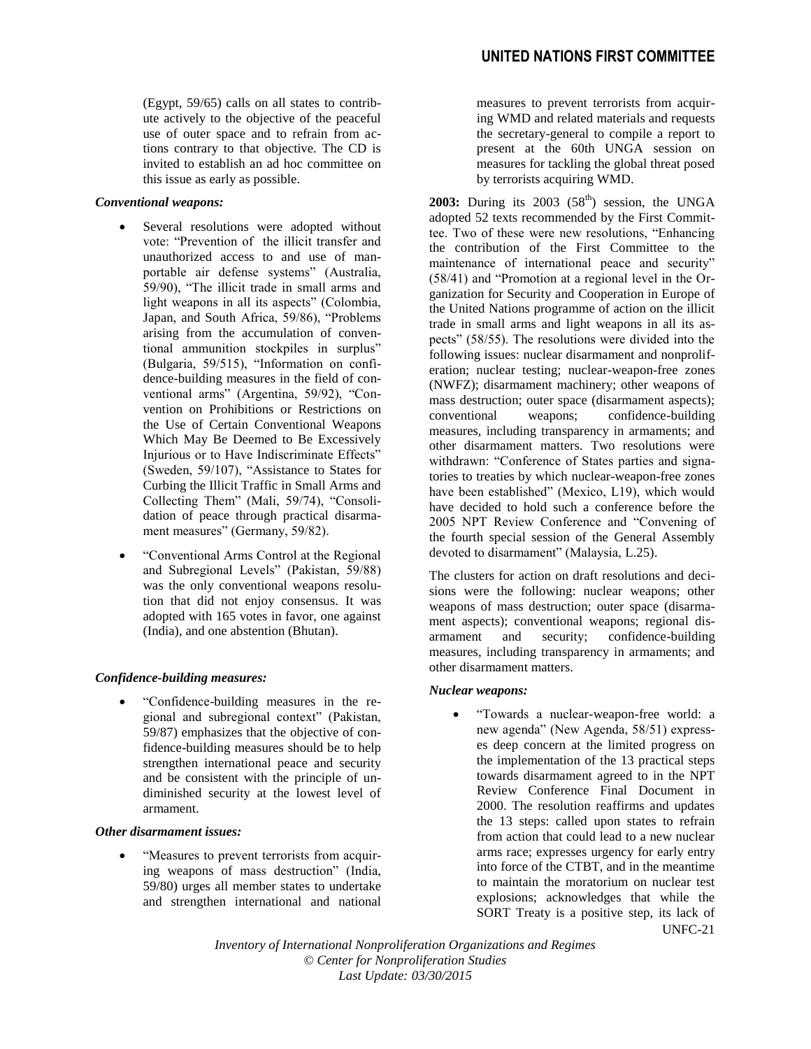(Egypt, 59/65) calls on all states to contribute actively to the objective of the peaceful use of outer space and to refrain from actions contrary to that objective. The CD is invited to establish an ad hoc committee on this issue as early as possible.

***Conventional weapons:***

- Several resolutions were adopted without vote: "Prevention of the illicit transfer and unauthorized access to and use of man-portable air defense systems" (Australia, 59/90), "The illicit trade in small arms and light weapons in all its aspects" (Colombia, Japan, and South Africa, 59/86), "Problems arising from the accumulation of conventional ammunition stockpiles in surplus" (Bulgaria, 59/515), "Information on confidence-building measures in the field of conventional arms" (Argentina, 59/92), "Convention on Prohibitions or Restrictions on the Use of Certain Conventional Weapons Which May Be Deemed to Be Excessively Injurious or to Have Indiscriminate Effects" (Sweden, 59/107), "Assistance to States for Curbing the Illicit Traffic in Small Arms and Collecting Them" (Mali, 59/74), "Consolidation of peace through practical disarmament measures" (Germany, 59/82).
- "Conventional Arms Control at the Regional and Subregional Levels" (Pakistan, 59/88) was the only conventional weapons resolution that did not enjoy consensus. It was adopted with 165 votes in favor, one against (India), and one abstention (Bhutan).

***Confidence-building measures:***

- "Confidence-building measures in the regional and subregional context" (Pakistan, 59/87) emphasizes that the objective of confidence-building measures should be to help strengthen international peace and security and be consistent with the principle of undiminished security at the lowest level of armament.

***Other disarmament issues:***

- "Measures to prevent terrorists from acquiring weapons of mass destruction" (India, 59/80) urges all member states to undertake and strengthen international and national measures to prevent terrorists from acquiring WMD and related materials and requests the secretary-general to compile a report to present at the 60th UNGA session on measures for tackling the global threat posed by terrorists acquiring WMD.

**2003:** During its 2003 (58th) session, the UNGA adopted 52 texts recommended by the First Committee. Two of these were new resolutions, "Enhancing the contribution of the First Committee to the maintenance of international peace and security" (58/41) and "Promotion at a regional level in the Organization for Security and Cooperation in Europe of the United Nations programme of action on the illicit trade in small arms and light weapons in all its aspects" (58/55). The resolutions were divided into the following issues: nuclear disarmament and nonproliferation; nuclear testing; nuclear-weapon-free zones (NWFZ); disarmament machinery; other weapons of mass destruction; outer space (disarmament aspects); conventional weapons; confidence-building measures, including transparency in armaments; and other disarmament matters. Two resolutions were withdrawn: "Conference of States parties and signatories to treaties by which nuclear-weapon-free zones have been established" (Mexico, L19), which would have decided to hold such a conference before the 2005 NPT Review Conference and "Convening of the fourth special session of the General Assembly devoted to disarmament" (Malaysia, L.25).

The clusters for action on draft resolutions and decisions were the following: nuclear weapons; other weapons of mass destruction; outer space (disarmament aspects); conventional weapons; regional disarmament and security; confidence-building measures, including transparency in armaments; and other disarmament matters.

***Nuclear weapons:***

- "Towards a nuclear-weapon-free world: a new agenda" (New Agenda, 58/51) expresses deep concern at the limited progress on the implementation of the 13 practical steps towards disarmament agreed to in the NPT Review Conference Final Document in 2000. The resolution reaffirms and updates the 13 steps: called upon states to refrain from action that could lead to a new nuclear arms race; expresses urgency for early entry into force of the CTBT, and in the meantime to maintain the moratorium on nuclear test explosions; acknowledges that while the SORT Treaty is a positive step, its lack of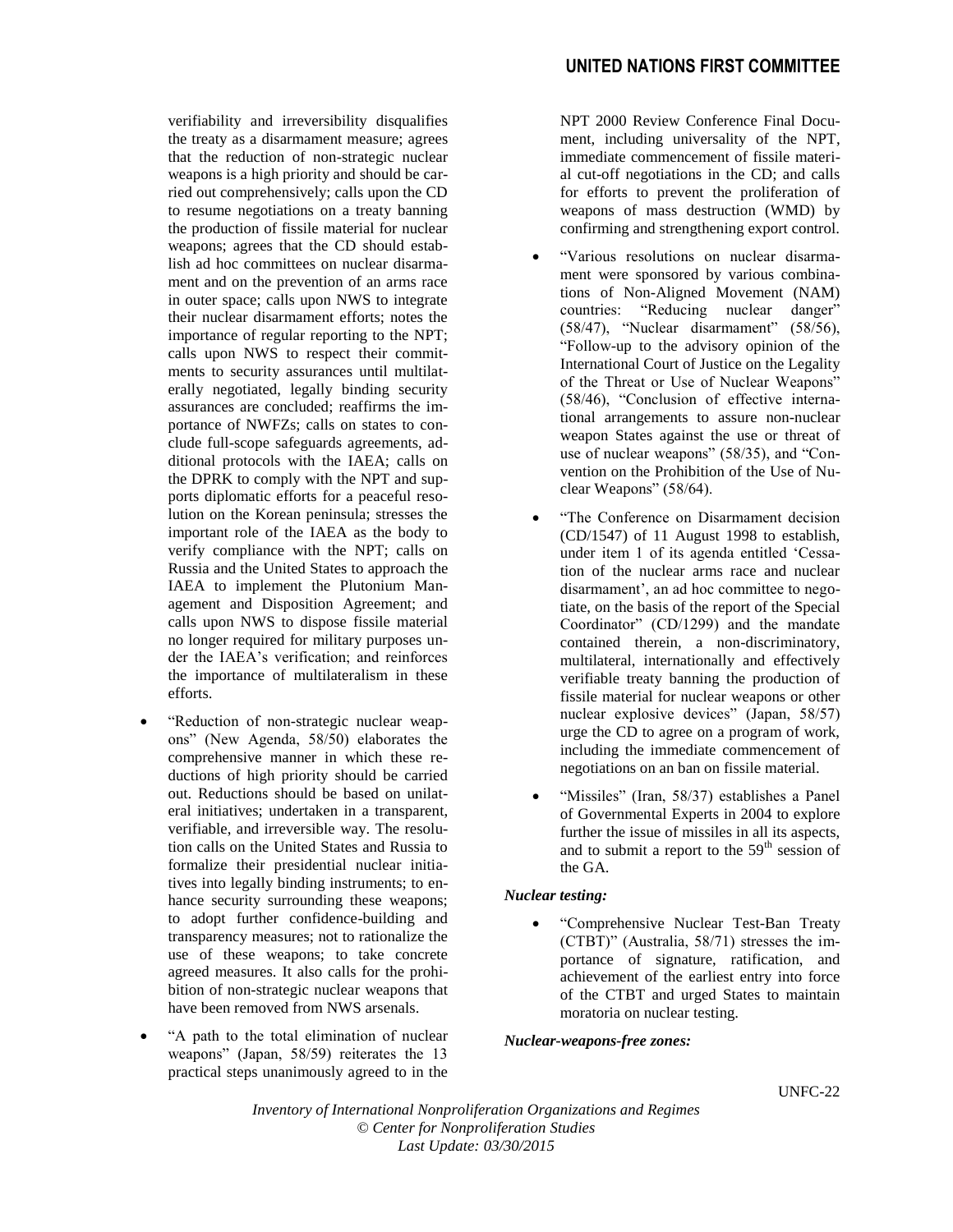verifiability and irreversibility disqualifies the treaty as a disarmament measure; agrees that the reduction of non-strategic nuclear weapons is a high priority and should be carried out comprehensively; calls upon the CD to resume negotiations on a treaty banning the production of fissile material for nuclear weapons; agrees that the CD should establish ad hoc committees on nuclear disarmament and on the prevention of an arms race in outer space; calls upon NWS to integrate their nuclear disarmament efforts; notes the importance of regular reporting to the NPT; calls upon NWS to respect their commitments to security assurances until multilaterally negotiated, legally binding security assurances are concluded; reaffirms the importance of NWFZs; calls on states to conclude full-scope safeguards agreements, additional protocols with the IAEA; calls on the DPRK to comply with the NPT and supports diplomatic efforts for a peaceful resolution on the Korean peninsula; stresses the important role of the IAEA as the body to verify compliance with the NPT; calls on Russia and the United States to approach the IAEA to implement the Plutonium Management and Disposition Agreement; and calls upon NWS to dispose fissile material no longer required for military purposes under the IAEA's verification; and reinforces the importance of multilateralism in these efforts.

- "Reduction of non-strategic nuclear weapons" (New Agenda, 58/50) elaborates the comprehensive manner in which these reductions of high priority should be carried out. Reductions should be based on unilateral initiatives; undertaken in a transparent, verifiable, and irreversible way. The resolution calls on the United States and Russia to formalize their presidential nuclear initiatives into legally binding instruments; to enhance security surrounding these weapons; to adopt further confidence-building and transparency measures; not to rationalize the use of these weapons; to take concrete agreed measures. It also calls for the prohibition of non-strategic nuclear weapons that have been removed from NWS arsenals.
- "A path to the total elimination of nuclear weapons" (Japan, 58/59) reiterates the 13 practical steps unanimously agreed to in the NPT 2000 Review Conference Final Document, including universality of the NPT, immediate commencement of fissile material cut-off negotiations in the CD; and calls for efforts to prevent the proliferation of weapons of mass destruction (WMD) by confirming and strengthening export control.
- "Various resolutions on nuclear disarmament were sponsored by various combinations of Non-Aligned Movement (NAM) countries: "Reducing nuclear danger" (58/47), "Nuclear disarmament" (58/56), "Follow-up to the advisory opinion of the International Court of Justice on the Legality of the Threat or Use of Nuclear Weapons" (58/46), "Conclusion of effective international arrangements to assure non-nuclear weapon States against the use or threat of use of nuclear weapons" (58/35), and "Convention on the Prohibition of the Use of Nuclear Weapons" (58/64).
- "The Conference on Disarmament decision (CD/1547) of 11 August 1998 to establish, under item 1 of its agenda entitled 'Cessation of the nuclear arms race and nuclear disarmament', an ad hoc committee to negotiate, on the basis of the report of the Special Coordinator" (CD/1299) and the mandate contained therein, a non-discriminatory, multilateral, internationally and effectively verifiable treaty banning the production of fissile material for nuclear weapons or other nuclear explosive devices" (Japan, 58/57) urge the CD to agree on a program of work, including the immediate commencement of negotiations on an ban on fissile material.
- "Missiles" (Iran, 58/37) establishes a Panel of Governmental Experts in 2004 to explore further the issue of missiles in all its aspects, and to submit a report to the 59th session of the GA.

***Nuclear testing:***

- "Comprehensive Nuclear Test-Ban Treaty (CTBT)" (Australia, 58/71) stresses the importance of signature, ratification, and achievement of the earliest entry into force of the CTBT and urged States to maintain moratoria on nuclear testing.

***Nuclear-weapons-free zones:***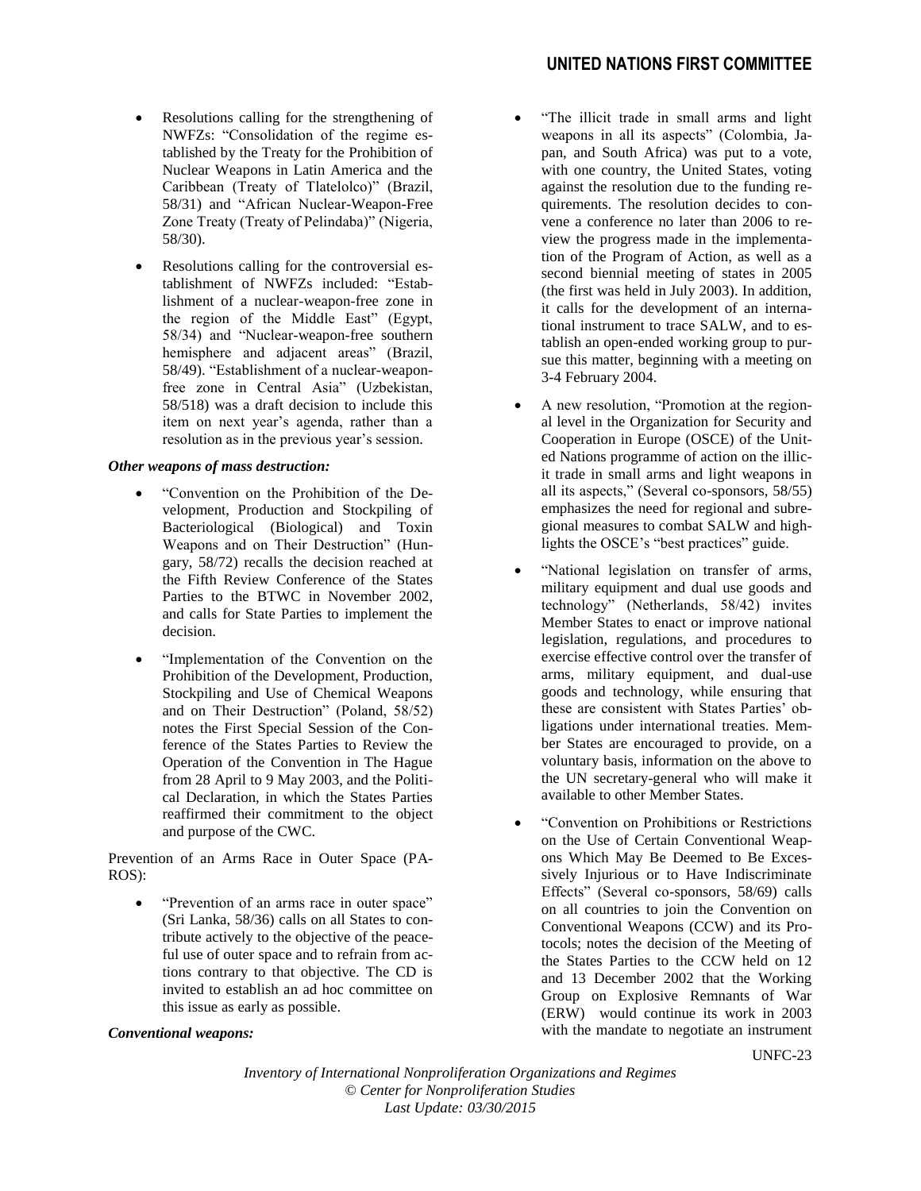- Resolutions calling for the strengthening of NWFZs: "Consolidation of the regime established by the Treaty for the Prohibition of Nuclear Weapons in Latin America and the Caribbean (Treaty of Tlatelolco)" (Brazil, 58/31) and "African Nuclear-Weapon-Free Zone Treaty (Treaty of Pelindaba)" (Nigeria, 58/30).
- Resolutions calling for the controversial establishment of NWFZs included: "Establishment of a nuclear-weapon-free zone in the region of the Middle East" (Egypt, 58/34) and "Nuclear-weapon-free southern hemisphere and adjacent areas" (Brazil, 58/49). "Establishment of a nuclear-weapon-free zone in Central Asia" (Uzbekistan, 58/518) was a draft decision to include this item on next year's agenda, rather than a resolution as in the previous year's session.

***Other weapons of mass destruction:***

- "Convention on the Prohibition of the Development, Production and Stockpiling of Bacteriological (Biological) and Toxin Weapons and on Their Destruction" (Hungary, 58/72) recalls the decision reached at the Fifth Review Conference of the States Parties to the BTWC in November 2002, and calls for State Parties to implement the decision.
- "Implementation of the Convention on the Prohibition of the Development, Production, Stockpiling and Use of Chemical Weapons and on Their Destruction" (Poland, 58/52) notes the First Special Session of the Conference of the States Parties to Review the Operation of the Convention in The Hague from 28 April to 9 May 2003, and the Political Declaration, in which the States Parties reaffirmed their commitment to the object and purpose of the CWC.

Prevention of an Arms Race in Outer Space (PAROS):

- "Prevention of an arms race in outer space" (Sri Lanka, 58/36) calls on all States to contribute actively to the objective of the peaceful use of outer space and to refrain from actions contrary to that objective. The CD is invited to establish an ad hoc committee on this issue as early as possible.

***Conventional weapons:***

- "The illicit trade in small arms and light weapons in all its aspects" (Colombia, Japan, and South Africa) was put to a vote, with one country, the United States, voting against the resolution due to the funding requirements. The resolution decides to convene a conference no later than 2006 to review the progress made in the implementation of the Program of Action, as well as a second biennial meeting of states in 2005 (the first was held in July 2003). In addition, it calls for the development of an international instrument to trace SALW, and to establish an open-ended working group to pursue this matter, beginning with a meeting on 3-4 February 2004.
- A new resolution, "Promotion at the regional level in the Organization for Security and Cooperation in Europe (OSCE) of the United Nations programme of action on the illicit trade in small arms and light weapons in all its aspects," (Several co-sponsors, 58/55) emphasizes the need for regional and subregional measures to combat SALW and highlights the OSCE's "best practices" guide.
- "National legislation on transfer of arms, military equipment and dual use goods and technology" (Netherlands, 58/42) invites Member States to enact or improve national legislation, regulations, and procedures to exercise effective control over the transfer of arms, military equipment, and dual-use goods and technology, while ensuring that these are consistent with States Parties' obligations under international treaties. Member States are encouraged to provide, on a voluntary basis, information on the above to the UN secretary-general who will make it available to other Member States.
- "Convention on Prohibitions or Restrictions on the Use of Certain Conventional Weapons Which May Be Deemed to Be Excessively Injurious or to Have Indiscriminate Effects" (Several co-sponsors, 58/69) calls on all countries to join the Convention on Conventional Weapons (CCW) and its Protocols; notes the decision of the Meeting of the States Parties to the CCW held on 12 and 13 December 2002 that the Working Group on Explosive Remnants of War (ERW) would continue its work in 2003 with the mandate to negotiate an instrument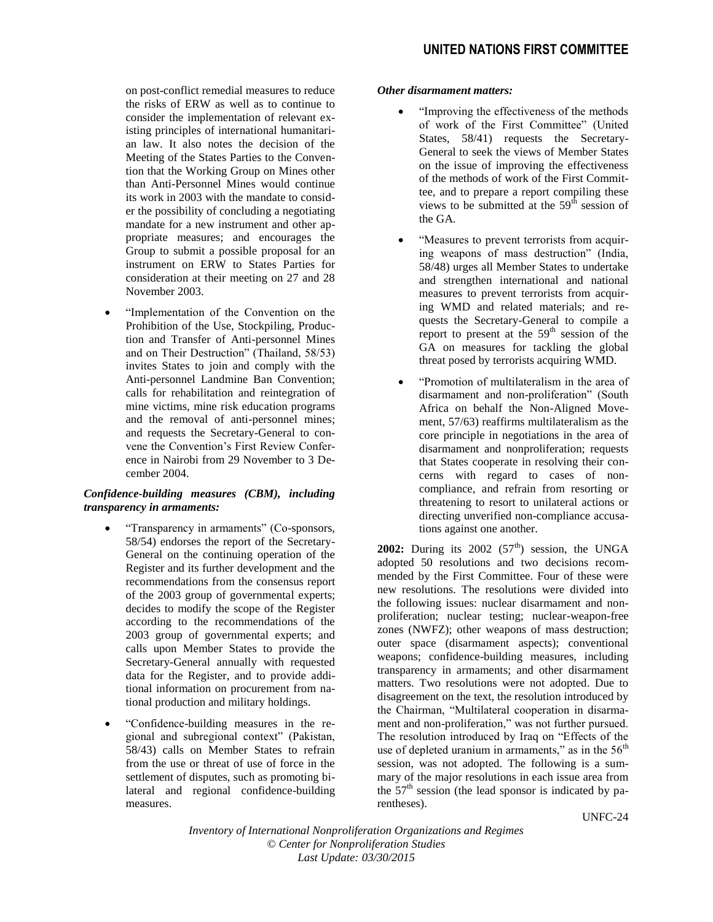on post-conflict remedial measures to reduce the risks of ERW as well as to continue to consider the implementation of relevant existing principles of international humanitarian law. It also notes the decision of the Meeting of the States Parties to the Convention that the Working Group on Mines other than Anti-Personnel Mines would continue its work in 2003 with the mandate to consider the possibility of concluding a negotiating mandate for a new instrument and other appropriate measures; and encourages the Group to submit a possible proposal for an instrument on ERW to States Parties for consideration at their meeting on 27 and 28 November 2003.

- "Implementation of the Convention on the Prohibition of the Use, Stockpiling, Production and Transfer of Anti-personnel Mines and on Their Destruction" (Thailand, 58/53) invites States to join and comply with the Anti-personnel Landmine Ban Convention; calls for rehabilitation and reintegration of mine victims, mine risk education programs and the removal of anti-personnel mines; and requests the Secretary-General to convene the Convention's First Review Conference in Nairobi from 29 November to 3 December 2004.

***Confidence-building measures (CBM), including transparency in armaments:***

- "Transparency in armaments" (Co-sponsors, 58/54) endorses the report of the Secretary-General on the continuing operation of the Register and its further development and the recommendations from the consensus report of the 2003 group of governmental experts; decides to modify the scope of the Register according to the recommendations of the 2003 group of governmental experts; and calls upon Member States to provide the Secretary-General annually with requested data for the Register, and to provide additional information on procurement from national production and military holdings.
- "Confidence-building measures in the regional and subregional context" (Pakistan, 58/43) calls on Member States to refrain from the use or threat of use of force in the settlement of disputes, such as promoting bilateral and regional confidence-building measures.

***Other disarmament matters:***

- "Improving the effectiveness of the methods of work of the First Committee" (United States, 58/41) requests the Secretary-General to seek the views of Member States on the issue of improving the effectiveness of the methods of work of the First Committee, and to prepare a report compiling these views to be submitted at the 59th session of the GA.
- "Measures to prevent terrorists from acquiring weapons of mass destruction" (India, 58/48) urges all Member States to undertake and strengthen international and national measures to prevent terrorists from acquiring WMD and related materials; and requests the Secretary-General to compile a report to present at the 59th session of the GA on measures for tackling the global threat posed by terrorists acquiring WMD.
- "Promotion of multilateralism in the area of disarmament and non-proliferation" (South Africa on behalf the Non-Aligned Movement, 57/63) reaffirms multilateralism as the core principle in negotiations in the area of disarmament and nonproliferation; requests that States cooperate in resolving their concerns with regard to cases of non-compliance, and refrain from resorting or threatening to resort to unilateral actions or directing unverified non-compliance accusations against one another.

**2002:** During its 2002 (57th) session, the UNGA adopted 50 resolutions and two decisions recommended by the First Committee. Four of these were new resolutions. The resolutions were divided into the following issues: nuclear disarmament and nonproliferation; nuclear testing; nuclear-weapon-free zones (NWFZ); other weapons of mass destruction; outer space (disarmament aspects); conventional weapons; confidence-building measures, including transparency in armaments; and other disarmament matters. Two resolutions were not adopted. Due to disagreement on the text, the resolution introduced by the Chairman, "Multilateral cooperation in disarmament and non-proliferation," was not further pursued. The resolution introduced by Iraq on "Effects of the use of depleted uranium in armaments," as in the 56th session, was not adopted. The following is a summary of the major resolutions in each issue area from the 57th session (the lead sponsor is indicated by parentheses).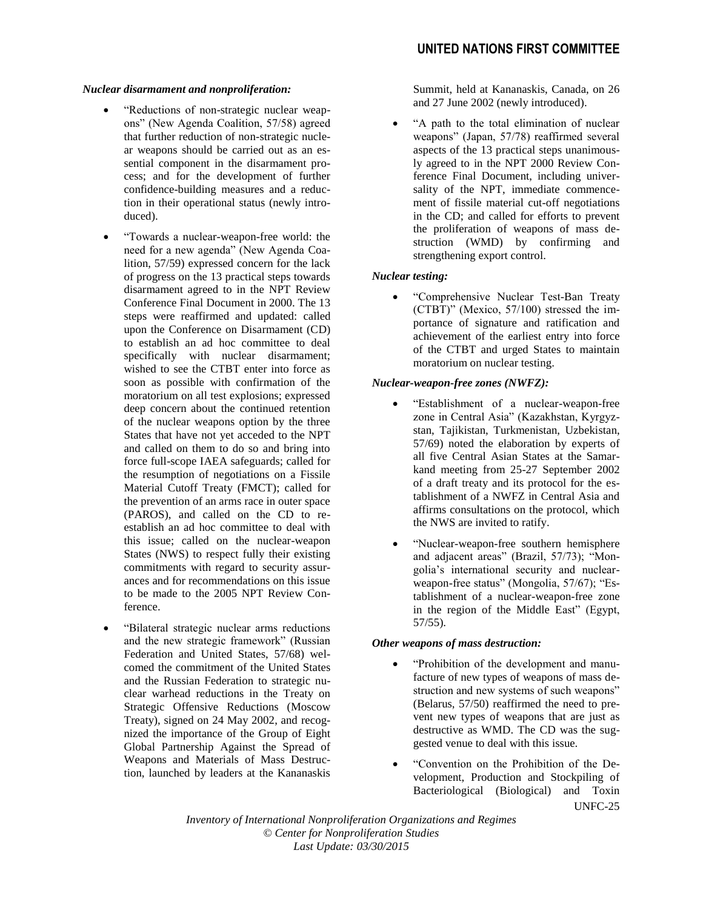*Nuclear disarmament and nonproliferation:*

- "Reductions of non-strategic nuclear weapons" (New Agenda Coalition, 57/58) agreed that further reduction of non-strategic nuclear weapons should be carried out as an essential component in the disarmament process; and for the development of further confidence-building measures and a reduction in their operational status (newly introduced).

- "Towards a nuclear-weapon-free world: the need for a new agenda" (New Agenda Coalition, 57/59) expressed concern for the lack of progress on the 13 practical steps towards disarmament agreed to in the NPT Review Conference Final Document in 2000. The 13 steps were reaffirmed and updated: called upon the Conference on Disarmament (CD) to establish an ad hoc committee to deal specifically with nuclear disarmament; wished to see the CTBT enter into force as soon as possible with confirmation of the moratorium on all test explosions; expressed deep concern about the continued retention of the nuclear weapons option by the three States that have not yet acceded to the NPT and called on them to do so and bring into force full-scope IAEA safeguards; called for the resumption of negotiations on a Fissile Material Cutoff Treaty (FMCT); called for the prevention of an arms race in outer space (PAROS), and called on the CD to re-establish an ad hoc committee to deal with this issue; called on the nuclear-weapon States (NWS) to respect fully their existing commitments with regard to security assurances and for recommendations on this issue to be made to the 2005 NPT Review Conference.

- "Bilateral strategic nuclear arms reductions and the new strategic framework" (Russian Federation and United States, 57/68) welcomed the commitment of the United States and the Russian Federation to strategic nuclear warhead reductions in the Treaty on Strategic Offensive Reductions (Moscow Treaty), signed on 24 May 2002, and recognized the importance of the Group of Eight Global Partnership Against the Spread of Weapons and Materials of Mass Destruction, launched by leaders at the Kananaskis Summit, held at Kananaskis, Canada, on 26 and 27 June 2002 (newly introduced).

- "A path to the total elimination of nuclear weapons" (Japan, 57/78) reaffirmed several aspects of the 13 practical steps unanimously agreed to in the NPT 2000 Review Conference Final Document, including universality of the NPT, immediate commencement of fissile material cut-off negotiations in the CD; and called for efforts to prevent the proliferation of weapons of mass destruction (WMD) by confirming and strengthening export control.

*Nuclear testing:*

- "Comprehensive Nuclear Test-Ban Treaty (CTBT)" (Mexico, 57/100) stressed the importance of signature and ratification and achievement of the earliest entry into force of the CTBT and urged States to maintain moratorium on nuclear testing.

*Nuclear-weapon-free zones (NWFZ):*

- "Establishment of a nuclear-weapon-free zone in Central Asia" (Kazakhstan, Kyrgyzstan, Tajikistan, Turkmenistan, Uzbekistan, 57/69) noted the elaboration by experts of all five Central Asian States at the Samarkand meeting from 25-27 September 2002 of a draft treaty and its protocol for the establishment of a NWFZ in Central Asia and affirms consultations on the protocol, which the NWS are invited to ratify.

- "Nuclear-weapon-free southern hemisphere and adjacent areas" (Brazil, 57/73); "Mongolia's international security and nuclear-weapon-free status" (Mongolia, 57/67); "Establishment of a nuclear-weapon-free zone in the region of the Middle East" (Egypt, 57/55).

*Other weapons of mass destruction:*

- "Prohibition of the development and manufacture of new types of weapons of mass destruction and new systems of such weapons" (Belarus, 57/50) reaffirmed the need to prevent new types of weapons that are just as destructive as WMD. The CD was the suggested venue to deal with this issue.

- "Convention on the Prohibition of the Development, Production and Stockpiling of Bacteriological (Biological) and Toxin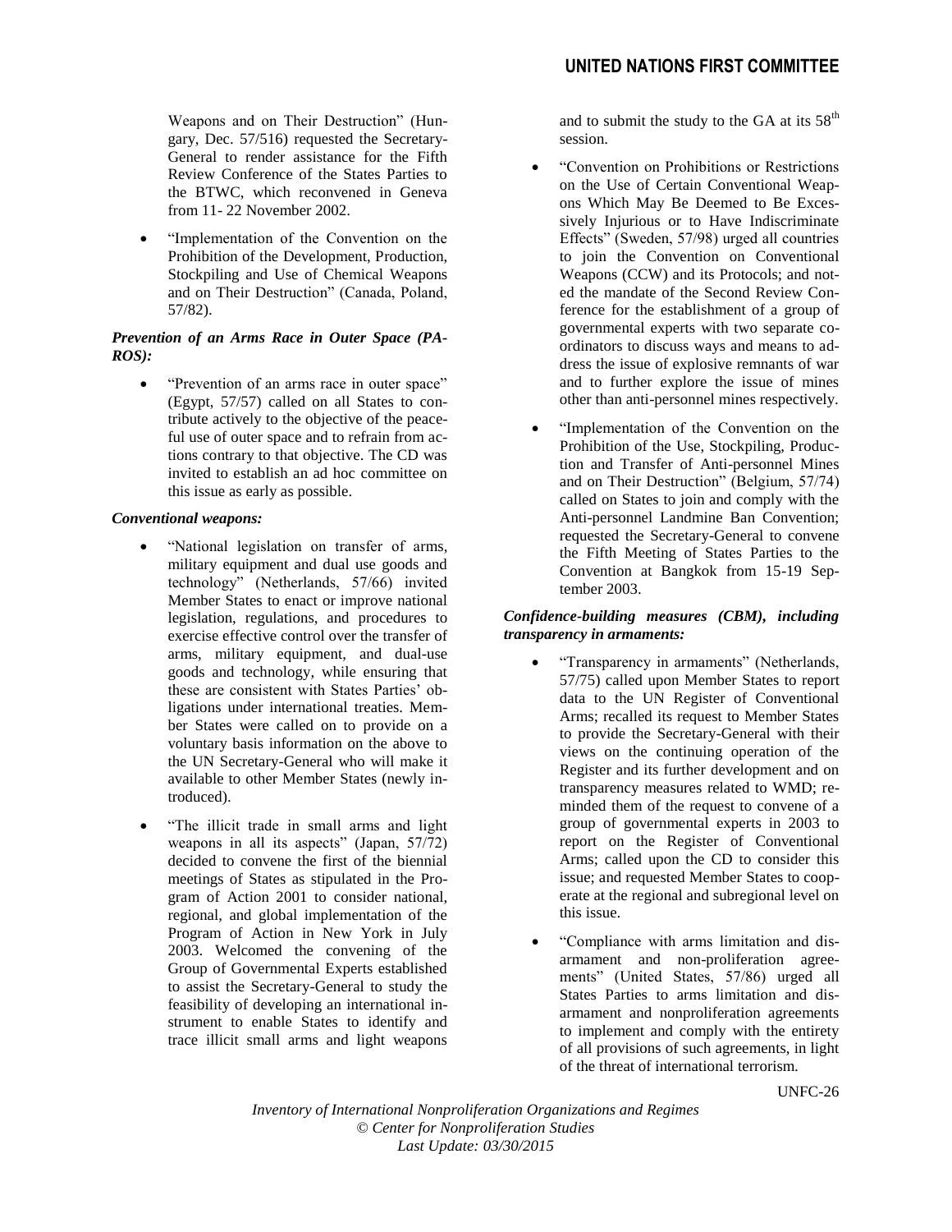Weapons and on Their Destruction" (Hungary, Dec. 57/516) requested the Secretary-General to render assistance for the Fifth Review Conference of the States Parties to the BTWC, which reconvened in Geneva from 11- 22 November 2002.

- "Implementation of the Convention on the Prohibition of the Development, Production, Stockpiling and Use of Chemical Weapons and on Their Destruction" (Canada, Poland, 57/82).

***Prevention of an Arms Race in Outer Space (PAROS):***

- "Prevention of an arms race in outer space" (Egypt, 57/57) called on all States to contribute actively to the objective of the peaceful use of outer space and to refrain from actions contrary to that objective. The CD was invited to establish an ad hoc committee on this issue as early as possible.

***Conventional weapons:***

- "National legislation on transfer of arms, military equipment and dual use goods and technology" (Netherlands, 57/66) invited Member States to enact or improve national legislation, regulations, and procedures to exercise effective control over the transfer of arms, military equipment, and dual-use goods and technology, while ensuring that these are consistent with States Parties' obligations under international treaties. Member States were called on to provide on a voluntary basis information on the above to the UN Secretary-General who will make it available to other Member States (newly introduced).
- "The illicit trade in small arms and light weapons in all its aspects" (Japan, 57/72) decided to convene the first of the biennial meetings of States as stipulated in the Program of Action 2001 to consider national, regional, and global implementation of the Program of Action in New York in July 2003. Welcomed the convening of the Group of Governmental Experts established to assist the Secretary-General to study the feasibility of developing an international instrument to enable States to identify and trace illicit small arms and light weapons and to submit the study to the GA at its 58th session.
- "Convention on Prohibitions or Restrictions on the Use of Certain Conventional Weapons Which May Be Deemed to Be Excessively Injurious or to Have Indiscriminate Effects" (Sweden, 57/98) urged all countries to join the Convention on Conventional Weapons (CCW) and its Protocols; and noted the mandate of the Second Review Conference for the establishment of a group of governmental experts with two separate coordinators to discuss ways and means to address the issue of explosive remnants of war and to further explore the issue of mines other than anti-personnel mines respectively.
- "Implementation of the Convention on the Prohibition of the Use, Stockpiling, Production and Transfer of Anti-personnel Mines and on Their Destruction" (Belgium, 57/74) called on States to join and comply with the Anti-personnel Landmine Ban Convention; requested the Secretary-General to convene the Fifth Meeting of States Parties to the Convention at Bangkok from 15-19 September 2003.

***Confidence-building measures (CBM), including transparency in armaments:***

- "Transparency in armaments" (Netherlands, 57/75) called upon Member States to report data to the UN Register of Conventional Arms; recalled its request to Member States to provide the Secretary-General with their views on the continuing operation of the Register and its further development and on transparency measures related to WMD; reminded them of the request to convene of a group of governmental experts in 2003 to report on the Register of Conventional Arms; called upon the CD to consider this issue; and requested Member States to cooperate at the regional and subregional level on this issue.
- "Compliance with arms limitation and disarmament and non-proliferation agreements" (United States, 57/86) urged all States Parties to arms limitation and disarmament and nonproliferation agreements to implement and comply with the entirety of all provisions of such agreements, in light of the threat of international terrorism.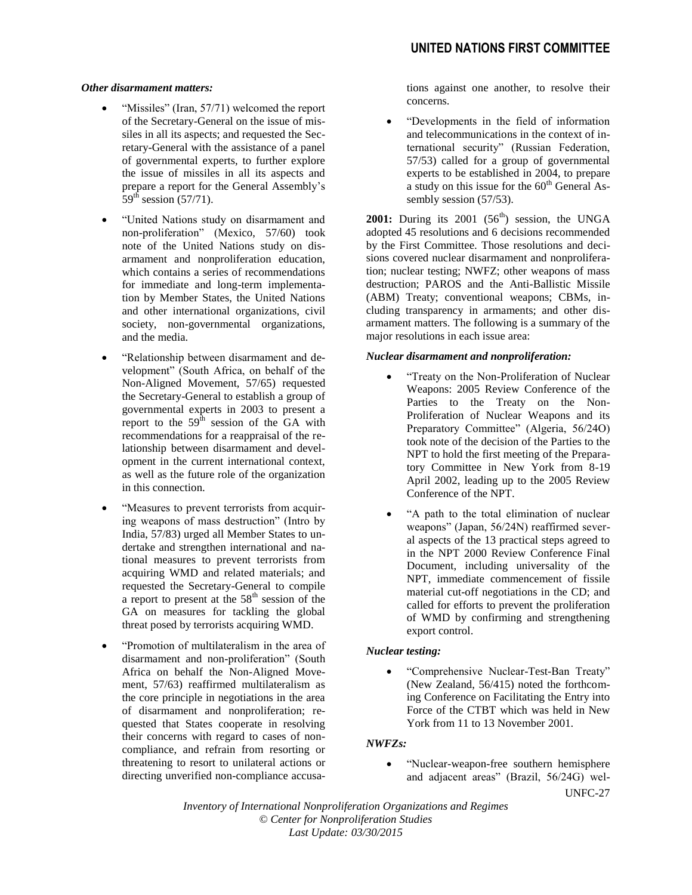***Other disarmament matters:***

- "Missiles" (Iran, 57/71) welcomed the report of the Secretary-General on the issue of missiles in all its aspects; and requested the Secretary-General with the assistance of a panel of governmental experts, to further explore the issue of missiles in all its aspects and prepare a report for the General Assembly's 59th session (57/71).
- "United Nations study on disarmament and non-proliferation" (Mexico, 57/60) took note of the United Nations study on disarmament and nonproliferation education, which contains a series of recommendations for immediate and long-term implementation by Member States, the United Nations and other international organizations, civil society, non-governmental organizations, and the media.
- "Relationship between disarmament and development" (South Africa, on behalf of the Non-Aligned Movement, 57/65) requested the Secretary-General to establish a group of governmental experts in 2003 to present a report to the 59th session of the GA with recommendations for a reappraisal of the relationship between disarmament and development in the current international context, as well as the future role of the organization in this connection.
- "Measures to prevent terrorists from acquiring weapons of mass destruction" (Intro by India, 57/83) urged all Member States to undertake and strengthen international and national measures to prevent terrorists from acquiring WMD and related materials; and requested the Secretary-General to compile a report to present at the 58th session of the GA on measures for tackling the global threat posed by terrorists acquiring WMD.
- "Promotion of multilateralism in the area of disarmament and non-proliferation" (South Africa on behalf the Non-Aligned Movement, 57/63) reaffirmed multilateralism as the core principle in negotiations in the area of disarmament and nonproliferation; requested that States cooperate in resolving their concerns with regard to cases of non-compliance, and refrain from resorting or threatening to resort to unilateral actions or directing unverified non-compliance accusations against one another, to resolve their concerns.
- "Developments in the field of information and telecommunications in the context of international security" (Russian Federation, 57/53) called for a group of governmental experts to be established in 2004, to prepare a study on this issue for the 60th General Assembly session (57/53).

**2001:** During its 2001 (56th) session, the UNGA adopted 45 resolutions and 6 decisions recommended by the First Committee. Those resolutions and decisions covered nuclear disarmament and nonproliferation; nuclear testing; NWFZ; other weapons of mass destruction; PAROS and the Anti-Ballistic Missile (ABM) Treaty; conventional weapons; CBMs, including transparency in armaments; and other disarmament matters. The following is a summary of the major resolutions in each issue area:

***Nuclear disarmament and nonproliferation:***

- "Treaty on the Non-Proliferation of Nuclear Weapons: 2005 Review Conference of the Parties to the Treaty on the Non-Proliferation of Nuclear Weapons and its Preparatory Committee" (Algeria, 56/24O) took note of the decision of the Parties to the NPT to hold the first meeting of the Preparatory Committee in New York from 8-19 April 2002, leading up to the 2005 Review Conference of the NPT.
- "A path to the total elimination of nuclear weapons" (Japan, 56/24N) reaffirmed several aspects of the 13 practical steps agreed to in the NPT 2000 Review Conference Final Document, including universality of the NPT, immediate commencement of fissile material cut-off negotiations in the CD; and called for efforts to prevent the proliferation of WMD by confirming and strengthening export control.

***Nuclear testing:***

- "Comprehensive Nuclear-Test-Ban Treaty" (New Zealand, 56/415) noted the forthcoming Conference on Facilitating the Entry into Force of the CTBT which was held in New York from 11 to 13 November 2001.

***NWFZs:***

- "Nuclear-weapon-free southern hemisphere and adjacent areas" (Brazil, 56/24G) wel-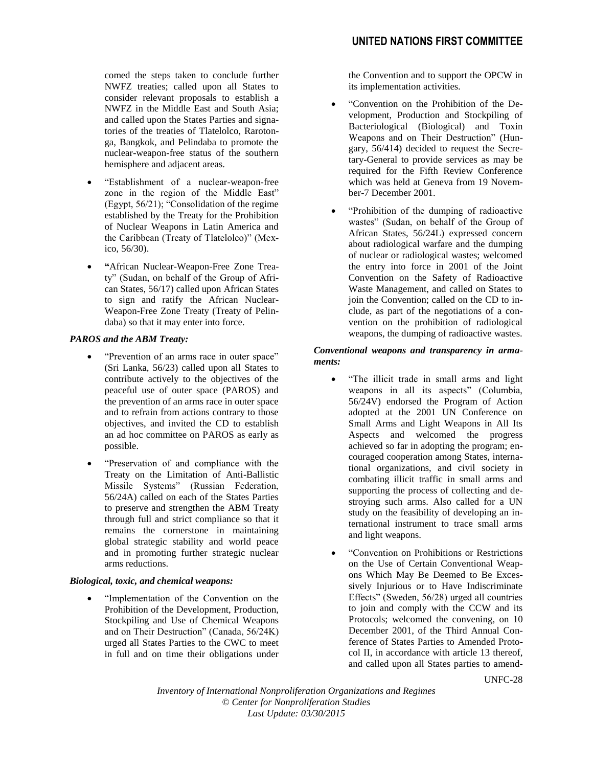comed the steps taken to conclude further NWFZ treaties; called upon all States to consider relevant proposals to establish a NWFZ in the Middle East and South Asia; and called upon the States Parties and signatories of the treaties of Tlatelolco, Rarotonga, Bangkok, and Pelindaba to promote the nuclear-weapon-free status of the southern hemisphere and adjacent areas.

- "Establishment of a nuclear-weapon-free zone in the region of the Middle East" (Egypt, 56/21); "Consolidation of the regime established by the Treaty for the Prohibition of Nuclear Weapons in Latin America and the Caribbean (Treaty of Tlatelolco)" (Mexico, 56/30).
- "African Nuclear-Weapon-Free Zone Treaty" (Sudan, on behalf of the Group of African States, 56/17) called upon African States to sign and ratify the African Nuclear-Weapon-Free Zone Treaty (Treaty of Pelindaba) so that it may enter into force.

***PAROS and the ABM Treaty:***

- "Prevention of an arms race in outer space" (Sri Lanka, 56/23) called upon all States to contribute actively to the objectives of the peaceful use of outer space (PAROS) and the prevention of an arms race in outer space and to refrain from actions contrary to those objectives, and invited the CD to establish an ad hoc committee on PAROS as early as possible.
- "Preservation of and compliance with the Treaty on the Limitation of Anti-Ballistic Missile Systems" (Russian Federation, 56/24A) called on each of the States Parties to preserve and strengthen the ABM Treaty through full and strict compliance so that it remains the cornerstone in maintaining global strategic stability and world peace and in promoting further strategic nuclear arms reductions.

***Biological, toxic, and chemical weapons:***

- "Implementation of the Convention on the Prohibition of the Development, Production, Stockpiling and Use of Chemical Weapons and on Their Destruction" (Canada, 56/24K) urged all States Parties to the CWC to meet in full and on time their obligations under the Convention and to support the OPCW in its implementation activities.
- "Convention on the Prohibition of the Development, Production and Stockpiling of Bacteriological (Biological) and Toxin Weapons and on Their Destruction" (Hungary, 56/414) decided to request the Secretary-General to provide services as may be required for the Fifth Review Conference which was held at Geneva from 19 November-7 December 2001.
- "Prohibition of the dumping of radioactive wastes" (Sudan, on behalf of the Group of African States, 56/24L) expressed concern about radiological warfare and the dumping of nuclear or radiological wastes; welcomed the entry into force in 2001 of the Joint Convention on the Safety of Radioactive Waste Management, and called on States to join the Convention; called on the CD to include, as part of the negotiations of a convention on the prohibition of radiological weapons, the dumping of radioactive wastes.

***Conventional weapons and transparency in armaments:***

- "The illicit trade in small arms and light weapons in all its aspects" (Columbia, 56/24V) endorsed the Program of Action adopted at the 2001 UN Conference on Small Arms and Light Weapons in All Its Aspects and welcomed the progress achieved so far in adopting the program; encouraged cooperation among States, international organizations, and civil society in combating illicit traffic in small arms and supporting the process of collecting and destroying such arms. Also called for a UN study on the feasibility of developing an international instrument to trace small arms and light weapons.
- "Convention on Prohibitions or Restrictions on the Use of Certain Conventional Weapons Which May Be Deemed to Be Excessively Injurious or to Have Indiscriminate Effects" (Sweden, 56/28) urged all countries to join and comply with the CCW and its Protocols; welcomed the convening, on 10 December 2001, of the Third Annual Conference of States Parties to Amended Protocol II, in accordance with article 13 thereof, and called upon all States parties to amend-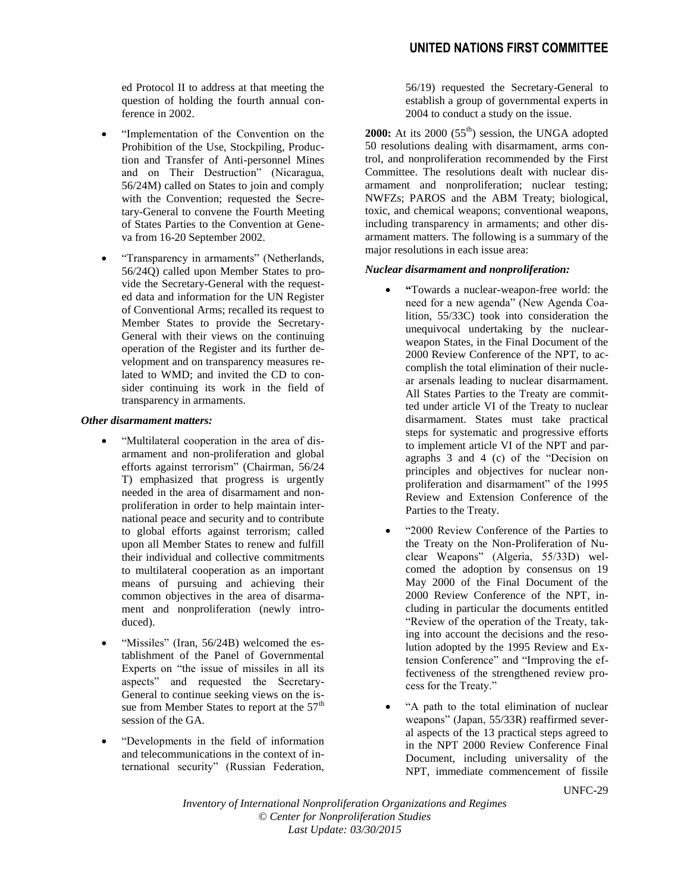ed Protocol II to address at that meeting the question of holding the fourth annual conference in 2002.

- "Implementation of the Convention on the Prohibition of the Use, Stockpiling, Production and Transfer of Anti-personnel Mines and on Their Destruction" (Nicaragua, 56/24M) called on States to join and comply with the Convention; requested the Secretary-General to convene the Fourth Meeting of States Parties to the Convention at Geneva from 16-20 September 2002.
- "Transparency in armaments" (Netherlands, 56/24Q) called upon Member States to provide the Secretary-General with the requested data and information for the UN Register of Conventional Arms; recalled its request to Member States to provide the Secretary-General with their views on the continuing operation of the Register and its further development and on transparency measures related to WMD; and invited the CD to consider continuing its work in the field of transparency in armaments.

***Other disarmament matters:***

- "Multilateral cooperation in the area of disarmament and non-proliferation and global efforts against terrorism" (Chairman, 56/24 T) emphasized that progress is urgently needed in the area of disarmament and nonproliferation in order to help maintain international peace and security and to contribute to global efforts against terrorism; called upon all Member States to renew and fulfill their individual and collective commitments to multilateral cooperation as an important means of pursuing and achieving their common objectives in the area of disarmament and nonproliferation (newly introduced).
- "Missiles" (Iran, 56/24B) welcomed the establishment of the Panel of Governmental Experts on "the issue of missiles in all its aspects" and requested the Secretary-General to continue seeking views on the issue from Member States to report at the 57th session of the GA.
- "Developments in the field of information and telecommunications in the context of international security" (Russian Federation, 56/19) requested the Secretary-General to establish a group of governmental experts in 2004 to conduct a study on the issue.

**2000:** At its 2000 (55th) session, the UNGA adopted 50 resolutions dealing with disarmament, arms control, and nonproliferation recommended by the First Committee. The resolutions dealt with nuclear disarmament and nonproliferation; nuclear testing; NWFZs; PAROS and the ABM Treaty; biological, toxic, and chemical weapons; conventional weapons, including transparency in armaments; and other disarmament matters. The following is a summary of the major resolutions in each issue area:

***Nuclear disarmament and nonproliferation:***

- **"**Towards a nuclear-weapon-free world: the need for a new agenda" (New Agenda Coalition, 55/33C) took into consideration the unequivocal undertaking by the nuclear-weapon States, in the Final Document of the 2000 Review Conference of the NPT, to accomplish the total elimination of their nuclear arsenals leading to nuclear disarmament. All States Parties to the Treaty are committed under article VI of the Treaty to nuclear disarmament. States must take practical steps for systematic and progressive efforts to implement article VI of the NPT and paragraphs 3 and 4 (c) of the "Decision on principles and objectives for nuclear nonproliferation and disarmament" of the 1995 Review and Extension Conference of the Parties to the Treaty.
- "2000 Review Conference of the Parties to the Treaty on the Non-Proliferation of Nuclear Weapons" (Algeria, 55/33D) welcomed the adoption by consensus on 19 May 2000 of the Final Document of the 2000 Review Conference of the NPT, including in particular the documents entitled "Review of the operation of the Treaty, taking into account the decisions and the resolution adopted by the 1995 Review and Extension Conference" and "Improving the effectiveness of the strengthened review process for the Treaty."
- "A path to the total elimination of nuclear weapons" (Japan, 55/33R) reaffirmed several aspects of the 13 practical steps agreed to in the NPT 2000 Review Conference Final Document, including universality of the NPT, immediate commencement of fissile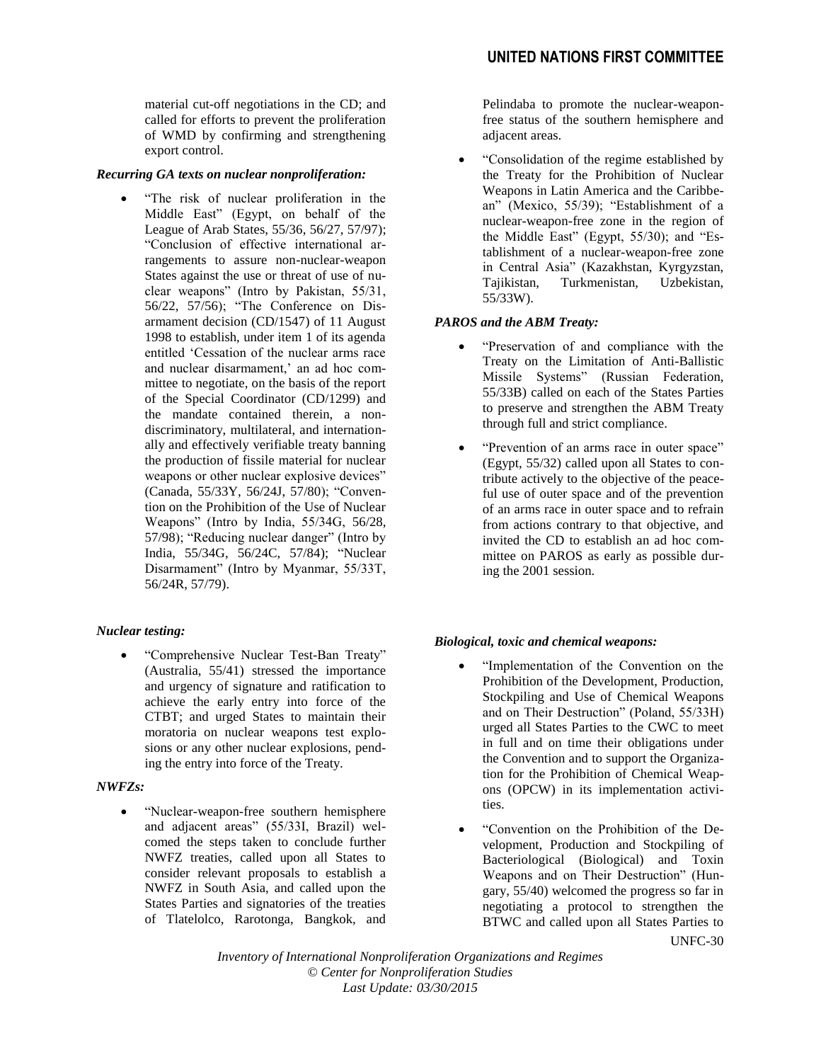material cut-off negotiations in the CD; and called for efforts to prevent the proliferation of WMD by confirming and strengthening export control.

***Recurring GA texts on nuclear nonproliferation:***

- "The risk of nuclear proliferation in the Middle East" (Egypt, on behalf of the League of Arab States, 55/36, 56/27, 57/97); "Conclusion of effective international arrangements to assure non-nuclear-weapon States against the use or threat of use of nuclear weapons" (Intro by Pakistan, 55/31, 56/22, 57/56); "The Conference on Disarmament decision (CD/1547) of 11 August 1998 to establish, under item 1 of its agenda entitled 'Cessation of the nuclear arms race and nuclear disarmament,' an ad hoc committee to negotiate, on the basis of the report of the Special Coordinator (CD/1299) and the mandate contained therein, a non-discriminatory, multilateral, and internationally and effectively verifiable treaty banning the production of fissile material for nuclear weapons or other nuclear explosive devices" (Canada, 55/33Y, 56/24J, 57/80); "Convention on the Prohibition of the Use of Nuclear Weapons" (Intro by India, 55/34G, 56/28, 57/98); "Reducing nuclear danger" (Intro by India, 55/34G, 56/24C, 57/84); "Nuclear Disarmament" (Intro by Myanmar, 55/33T, 56/24R, 57/79).

***Nuclear testing:***

- "Comprehensive Nuclear Test-Ban Treaty" (Australia, 55/41) stressed the importance and urgency of signature and ratification to achieve the early entry into force of the CTBT; and urged States to maintain their moratoria on nuclear weapons test explosions or any other nuclear explosions, pending the entry into force of the Treaty.

***NWFZs:***

- "Nuclear-weapon-free southern hemisphere and adjacent areas" (55/33I, Brazil) welcomed the steps taken to conclude further NWFZ treaties, called upon all States to consider relevant proposals to establish a NWFZ in South Asia, and called upon the States Parties and signatories of the treaties of Tlatelolco, Rarotonga, Bangkok, and Pelindaba to promote the nuclear-weapon-free status of the southern hemisphere and adjacent areas.
- "Consolidation of the regime established by the Treaty for the Prohibition of Nuclear Weapons in Latin America and the Caribbean" (Mexico, 55/39); "Establishment of a nuclear-weapon-free zone in the region of the Middle East" (Egypt, 55/30); and "Establishment of a nuclear-weapon-free zone in Central Asia" (Kazakhstan, Kyrgyzstan, Tajikistan, Turkmenistan, Uzbekistan, 55/33W).

***PAROS and the ABM Treaty:***

- "Preservation of and compliance with the Treaty on the Limitation of Anti-Ballistic Missile Systems" (Russian Federation, 55/33B) called on each of the States Parties to preserve and strengthen the ABM Treaty through full and strict compliance.
- "Prevention of an arms race in outer space" (Egypt, 55/32) called upon all States to contribute actively to the objective of the peaceful use of outer space and of the prevention of an arms race in outer space and to refrain from actions contrary to that objective, and invited the CD to establish an ad hoc committee on PAROS as early as possible during the 2001 session.

***Biological, toxic and chemical weapons:***

- "Implementation of the Convention on the Prohibition of the Development, Production, Stockpiling and Use of Chemical Weapons and on Their Destruction" (Poland, 55/33H) urged all States Parties to the CWC to meet in full and on time their obligations under the Convention and to support the Organization for the Prohibition of Chemical Weapons (OPCW) in its implementation activities.
- "Convention on the Prohibition of the Development, Production and Stockpiling of Bacteriological (Biological) and Toxin Weapons and on Their Destruction" (Hungary, 55/40) welcomed the progress so far in negotiating a protocol to strengthen the BTWC and called upon all States Parties to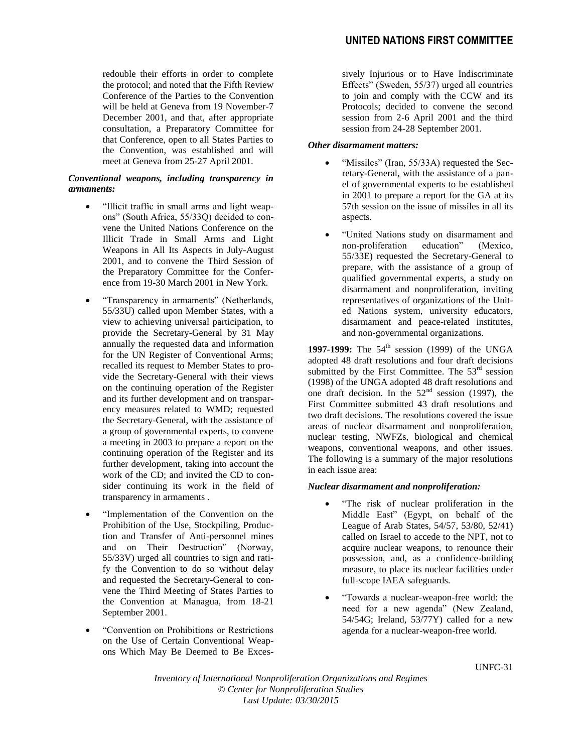redouble their efforts in order to complete the protocol; and noted that the Fifth Review Conference of the Parties to the Convention will be held at Geneva from 19 November-7 December 2001, and that, after appropriate consultation, a Preparatory Committee for that Conference, open to all States Parties to the Convention, was established and will meet at Geneva from 25-27 April 2001.

***Conventional weapons, including transparency in armaments:***

- "Illicit traffic in small arms and light weapons" (South Africa, 55/33Q) decided to convene the United Nations Conference on the Illicit Trade in Small Arms and Light Weapons in All Its Aspects in July-August 2001, and to convene the Third Session of the Preparatory Committee for the Conference from 19-30 March 2001 in New York.
- "Transparency in armaments" (Netherlands, 55/33U) called upon Member States, with a view to achieving universal participation, to provide the Secretary-General by 31 May annually the requested data and information for the UN Register of Conventional Arms; recalled its request to Member States to provide the Secretary-General with their views on the continuing operation of the Register and its further development and on transparency measures related to WMD; requested the Secretary-General, with the assistance of a group of governmental experts, to convene a meeting in 2003 to prepare a report on the continuing operation of the Register and its further development, taking into account the work of the CD; and invited the CD to consider continuing its work in the field of transparency in armaments .
- "Implementation of the Convention on the Prohibition of the Use, Stockpiling, Production and Transfer of Anti-personnel mines and on Their Destruction" (Norway, 55/33V) urged all countries to sign and ratify the Convention to do so without delay and requested the Secretary-General to convene the Third Meeting of States Parties to the Convention at Managua, from 18-21 September 2001.
- "Convention on Prohibitions or Restrictions on the Use of Certain Conventional Weapons Which May Be Deemed to Be Excessively Injurious or to Have Indiscriminate Effects" (Sweden, 55/37) urged all countries to join and comply with the CCW and its Protocols; decided to convene the second session from 2-6 April 2001 and the third session from 24-28 September 2001.

***Other disarmament matters:***

- "Missiles" (Iran, 55/33A) requested the Secretary-General, with the assistance of a panel of governmental experts to be established in 2001 to prepare a report for the GA at its 57th session on the issue of missiles in all its aspects.
- "United Nations study on disarmament and non-proliferation education" (Mexico, 55/33E) requested the Secretary-General to prepare, with the assistance of a group of qualified governmental experts, a study on disarmament and nonproliferation, inviting representatives of organizations of the United Nations system, university educators, disarmament and peace-related institutes, and non-governmental organizations.

**1997-1999:** The 54th session (1999) of the UNGA adopted 48 draft resolutions and four draft decisions submitted by the First Committee. The 53rd session (1998) of the UNGA adopted 48 draft resolutions and one draft decision. In the 52nd session (1997), the First Committee submitted 43 draft resolutions and two draft decisions. The resolutions covered the issue areas of nuclear disarmament and nonproliferation, nuclear testing, NWFZs, biological and chemical weapons, conventional weapons, and other issues. The following is a summary of the major resolutions in each issue area:

***Nuclear disarmament and nonproliferation:***

- "The risk of nuclear proliferation in the Middle East" (Egypt, on behalf of the League of Arab States, 54/57, 53/80, 52/41) called on Israel to accede to the NPT, not to acquire nuclear weapons, to renounce their possession, and, as a confidence-building measure, to place its nuclear facilities under full-scope IAEA safeguards.
- "Towards a nuclear-weapon-free world: the need for a new agenda" (New Zealand, 54/54G; Ireland, 53/77Y) called for a new agenda for a nuclear-weapon-free world.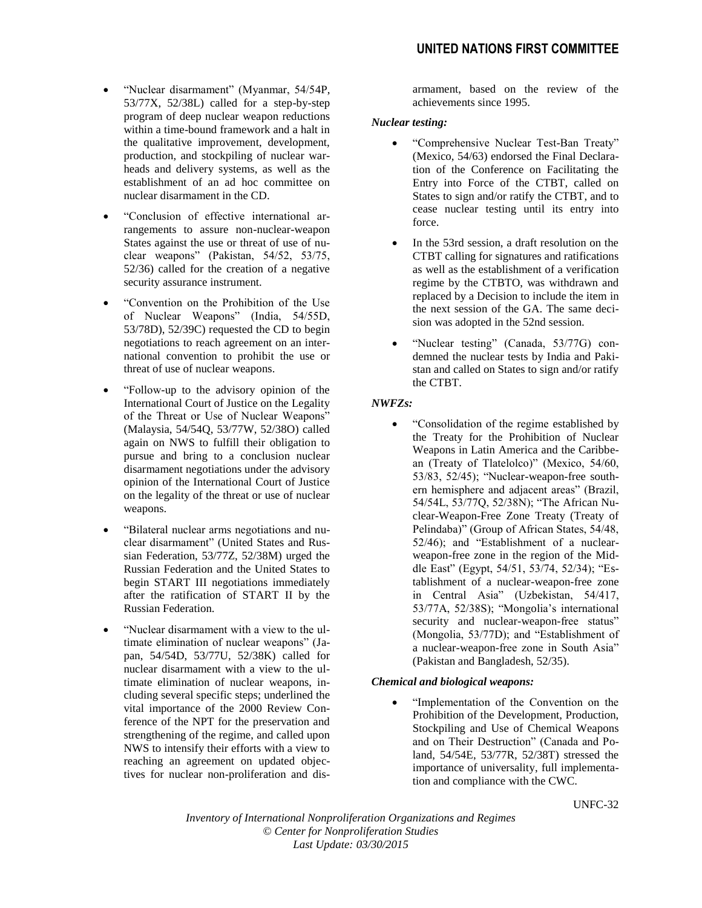- "Nuclear disarmament" (Myanmar, 54/54P, 53/77X, 52/38L) called for a step-by-step program of deep nuclear weapon reductions within a time-bound framework and a halt in the qualitative improvement, development, production, and stockpiling of nuclear warheads and delivery systems, as well as the establishment of an ad hoc committee on nuclear disarmament in the CD.
- "Conclusion of effective international arrangements to assure non-nuclear-weapon States against the use or threat of use of nuclear weapons" (Pakistan, 54/52, 53/75, 52/36) called for the creation of a negative security assurance instrument.
- "Convention on the Prohibition of the Use of Nuclear Weapons" (India, 54/55D, 53/78D), 52/39C) requested the CD to begin negotiations to reach agreement on an international convention to prohibit the use or threat of use of nuclear weapons.
- "Follow-up to the advisory opinion of the International Court of Justice on the Legality of the Threat or Use of Nuclear Weapons" (Malaysia, 54/54Q, 53/77W, 52/38O) called again on NWS to fulfill their obligation to pursue and bring to a conclusion nuclear disarmament negotiations under the advisory opinion of the International Court of Justice on the legality of the threat or use of nuclear weapons.
- "Bilateral nuclear arms negotiations and nuclear disarmament" (United States and Russian Federation, 53/77Z, 52/38M) urged the Russian Federation and the United States to begin START III negotiations immediately after the ratification of START II by the Russian Federation.
- "Nuclear disarmament with a view to the ultimate elimination of nuclear weapons" (Japan, 54/54D, 53/77U, 52/38K) called for nuclear disarmament with a view to the ultimate elimination of nuclear weapons, including several specific steps; underlined the vital importance of the 2000 Review Conference of the NPT for the preservation and strengthening of the regime, and called upon NWS to intensify their efforts with a view to reaching an agreement on updated objectives for nuclear non-proliferation and disarmament, based on the review of the achievements since 1995.

***Nuclear testing:***

- "Comprehensive Nuclear Test-Ban Treaty" (Mexico, 54/63) endorsed the Final Declaration of the Conference on Facilitating the Entry into Force of the CTBT, called on States to sign and/or ratify the CTBT, and to cease nuclear testing until its entry into force.
- In the 53rd session, a draft resolution on the CTBT calling for signatures and ratifications as well as the establishment of a verification regime by the CTBTO, was withdrawn and replaced by a Decision to include the item in the next session of the GA. The same decision was adopted in the 52nd session.
- "Nuclear testing" (Canada, 53/77G) condemned the nuclear tests by India and Pakistan and called on States to sign and/or ratify the CTBT.

***NWFZs:***

- "Consolidation of the regime established by the Treaty for the Prohibition of Nuclear Weapons in Latin America and the Caribbean (Treaty of Tlatelolco)" (Mexico, 54/60, 53/83, 52/45); "Nuclear-weapon-free southern hemisphere and adjacent areas" (Brazil, 54/54L, 53/77Q, 52/38N); "The African Nuclear-Weapon-Free Zone Treaty (Treaty of Pelindaba)" (Group of African States, 54/48, 52/46); and "Establishment of a nuclear-weapon-free zone in the region of the Middle East" (Egypt, 54/51, 53/74, 52/34); "Establishment of a nuclear-weapon-free zone in Central Asia" (Uzbekistan, 54/417, 53/77A, 52/38S); "Mongolia's international security and nuclear-weapon-free status" (Mongolia, 53/77D); and "Establishment of a nuclear-weapon-free zone in South Asia" (Pakistan and Bangladesh, 52/35).

***Chemical and biological weapons:***

- "Implementation of the Convention on the Prohibition of the Development, Production, Stockpiling and Use of Chemical Weapons and on Their Destruction" (Canada and Poland, 54/54E, 53/77R, 52/38T) stressed the importance of universality, full implementation and compliance with the CWC.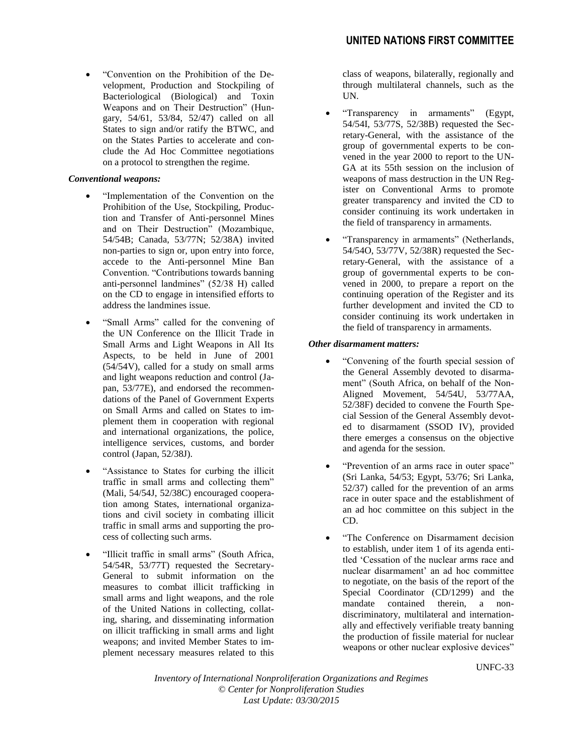- "Convention on the Prohibition of the Development, Production and Stockpiling of Bacteriological (Biological) and Toxin Weapons and on Their Destruction" (Hungary, 54/61, 53/84, 52/47) called on all States to sign and/or ratify the BTWC, and on the States Parties to accelerate and conclude the Ad Hoc Committee negotiations on a protocol to strengthen the regime.

***Conventional weapons:***

- "Implementation of the Convention on the Prohibition of the Use, Stockpiling, Production and Transfer of Anti-personnel Mines and on Their Destruction" (Mozambique, 54/54B; Canada, 53/77N; 52/38A) invited non-parties to sign or, upon entry into force, accede to the Anti-personnel Mine Ban Convention. "Contributions towards banning anti-personnel landmines" (52/38 H) called on the CD to engage in intensified efforts to address the landmines issue.
- "Small Arms" called for the convening of the UN Conference on the Illicit Trade in Small Arms and Light Weapons in All Its Aspects, to be held in June of 2001 (54/54V), called for a study on small arms and light weapons reduction and control (Japan, 53/77E), and endorsed the recommendations of the Panel of Government Experts on Small Arms and called on States to implement them in cooperation with regional and international organizations, the police, intelligence services, customs, and border control (Japan, 52/38J).
- "Assistance to States for curbing the illicit traffic in small arms and collecting them" (Mali, 54/54J, 52/38C) encouraged cooperation among States, international organizations and civil society in combating illicit traffic in small arms and supporting the process of collecting such arms.
- "Illicit traffic in small arms" (South Africa, 54/54R, 53/77T) requested the Secretary-General to submit information on the measures to combat illicit trafficking in small arms and light weapons, and the role of the United Nations in collecting, collating, sharing, and disseminating information on illicit trafficking in small arms and light weapons; and invited Member States to implement necessary measures related to this class of weapons, bilaterally, regionally and through multilateral channels, such as the UN.
- "Transparency in armaments" (Egypt, 54/54I, 53/77S, 52/38B) requested the Secretary-General, with the assistance of the group of governmental experts to be convened in the year 2000 to report to the UNGA at its 55th session on the inclusion of weapons of mass destruction in the UN Register on Conventional Arms to promote greater transparency and invited the CD to consider continuing its work undertaken in the field of transparency in armaments.
- "Transparency in armaments" (Netherlands, 54/54O, 53/77V, 52/38R) requested the Secretary-General, with the assistance of a group of governmental experts to be convened in 2000, to prepare a report on the continuing operation of the Register and its further development and invited the CD to consider continuing its work undertaken in the field of transparency in armaments.

***Other disarmament matters:***

- "Convening of the fourth special session of the General Assembly devoted to disarmament" (South Africa, on behalf of the Non-Aligned Movement, 54/54U, 53/77AA, 52/38F) decided to convene the Fourth Special Session of the General Assembly devoted to disarmament (SSOD IV), provided there emerges a consensus on the objective and agenda for the session.
- "Prevention of an arms race in outer space" (Sri Lanka, 54/53; Egypt, 53/76; Sri Lanka, 52/37) called for the prevention of an arms race in outer space and the establishment of an ad hoc committee on this subject in the CD.
- "The Conference on Disarmament decision to establish, under item 1 of its agenda entitled 'Cessation of the nuclear arms race and nuclear disarmament' an ad hoc committee to negotiate, on the basis of the report of the Special Coordinator (CD/1299) and the mandate contained therein, a non-discriminatory, multilateral and internationally and effectively verifiable treaty banning the production of fissile material for nuclear weapons or other nuclear explosive devices"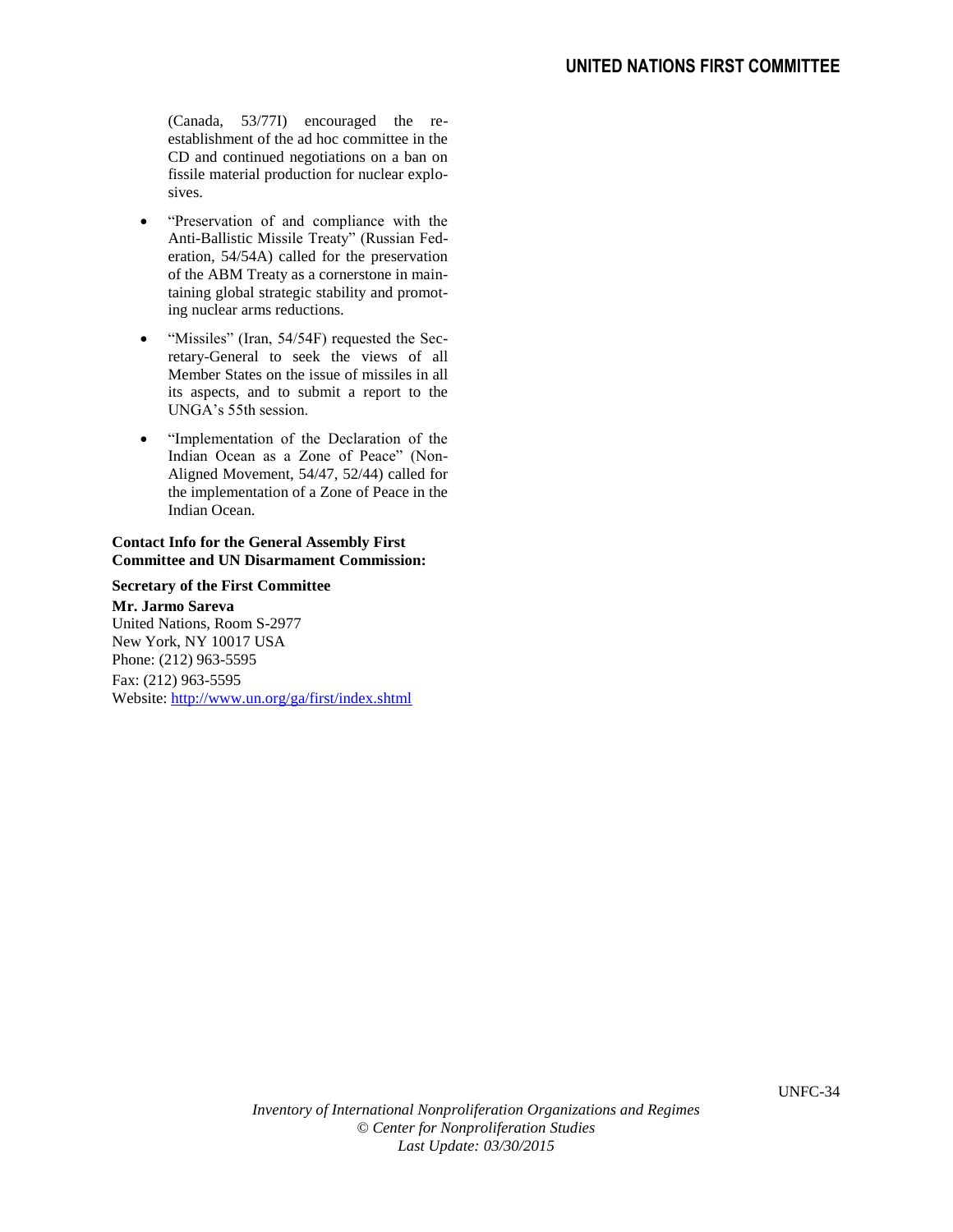(Canada, 53/77I) encouraged the re-establishment of the ad hoc committee in the CD and continued negotiations on a ban on fissile material production for nuclear explosives.

- "Preservation of and compliance with the Anti-Ballistic Missile Treaty" (Russian Federation, 54/54A) called for the preservation of the ABM Treaty as a cornerstone in maintaining global strategic stability and promoting nuclear arms reductions.
- "Missiles" (Iran, 54/54F) requested the Secretary-General to seek the views of all Member States on the issue of missiles in all its aspects, and to submit a report to the UNGA's 55th session.
- "Implementation of the Declaration of the Indian Ocean as a Zone of Peace" (Non-Aligned Movement, 54/47, 52/44) called for the implementation of a Zone of Peace in the Indian Ocean.

**Contact Info for the General Assembly First Committee and UN Disarmament Commission:**

**Secretary of the First Committee**

**Mr. Jarmo Sareva**
United Nations, Room S-2977
New York, NY 10017 USA
Phone: (212) 963-5595
Fax: (212) 963-5595
Website: http://www.un.org/ga/first/index.shtml